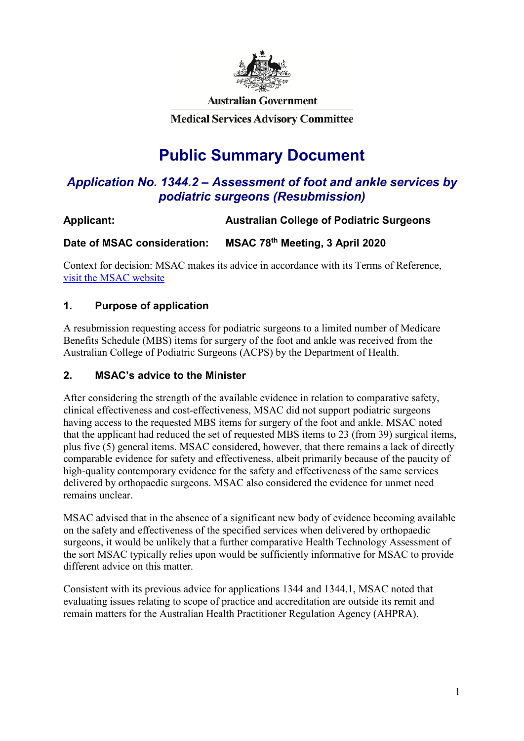Australian Government

Medical Services Advisory Committee

# Public Summary Document

## *Application No. 1344.2 – Assessment of foot and ankle services by podiatric surgeons (Resubmission)*

**Applicant:** Australian College of Podiatric Surgeons

**Date of MSAC consideration:** MSAC 78th Meeting, 3 April 2020

Context for decision: MSAC makes its advice in accordance with its Terms of Reference, [visit the MSAC website](visit the MSAC website)

## 1. Purpose of application

A resubmission requesting access for podiatric surgeons to a limited number of Medicare Benefits Schedule (MBS) items for surgery of the foot and ankle was received from the Australian College of Podiatric Surgeons (ACPS) by the Department of Health.

## 2. MSAC's advice to the Minister

After considering the strength of the available evidence in relation to comparative safety, clinical effectiveness and cost-effectiveness, MSAC did not support podiatric surgeons having access to the requested MBS items for surgery of the foot and ankle. MSAC noted that the applicant had reduced the set of requested MBS items to 23 (from 39) surgical items, plus five (5) general items. MSAC considered, however, that there remains a lack of directly comparable evidence for safety and effectiveness, albeit primarily because of the paucity of high-quality contemporary evidence for the safety and effectiveness of the same services delivered by orthopaedic surgeons. MSAC also considered the evidence for unmet need remains unclear.

MSAC advised that in the absence of a significant new body of evidence becoming available on the safety and effectiveness of the specified services when delivered by orthopaedic surgeons, it would be unlikely that a further comparative Health Technology Assessment of the sort MSAC typically relies upon would be sufficiently informative for MSAC to provide different advice on this matter.

Consistent with its previous advice for applications 1344 and 1344.1, MSAC noted that evaluating issues relating to scope of practice and accreditation are outside its remit and remain matters for the Australian Health Practitioner Regulation Agency (AHPRA).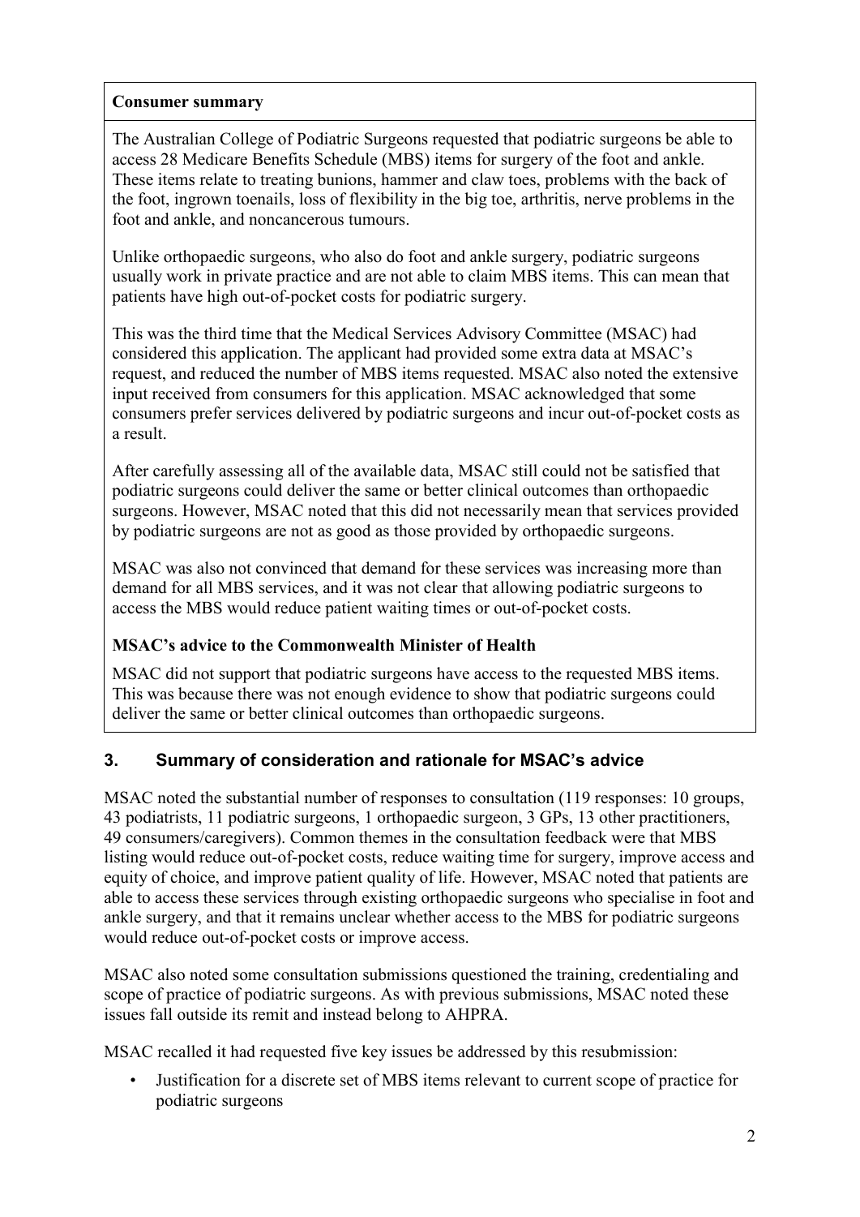**Consumer summary**

The Australian College of Podiatric Surgeons requested that podiatric surgeons be able to access 28 Medicare Benefits Schedule (MBS) items for surgery of the foot and ankle. These items relate to treating bunions, hammer and claw toes, problems with the back of the foot, ingrown toenails, loss of flexibility in the big toe, arthritis, nerve problems in the foot and ankle, and noncancerous tumours.

Unlike orthopaedic surgeons, who also do foot and ankle surgery, podiatric surgeons usually work in private practice and are not able to claim MBS items. This can mean that patients have high out-of-pocket costs for podiatric surgery.

This was the third time that the Medical Services Advisory Committee (MSAC) had considered this application. The applicant had provided some extra data at MSAC's request, and reduced the number of MBS items requested. MSAC also noted the extensive input received from consumers for this application. MSAC acknowledged that some consumers prefer services delivered by podiatric surgeons and incur out-of-pocket costs as a result.

After carefully assessing all of the available data, MSAC still could not be satisfied that podiatric surgeons could deliver the same or better clinical outcomes than orthopaedic surgeons. However, MSAC noted that this did not necessarily mean that services provided by podiatric surgeons are not as good as those provided by orthopaedic surgeons.

MSAC was also not convinced that demand for these services was increasing more than demand for all MBS services, and it was not clear that allowing podiatric surgeons to access the MBS would reduce patient waiting times or out-of-pocket costs.

**MSAC's advice to the Commonwealth Minister of Health**

MSAC did not support that podiatric surgeons have access to the requested MBS items. This was because there was not enough evidence to show that podiatric surgeons could deliver the same or better clinical outcomes than orthopaedic surgeons.

## 3. Summary of consideration and rationale for MSAC's advice

MSAC noted the substantial number of responses to consultation (119 responses: 10 groups, 43 podiatrists, 11 podiatric surgeons, 1 orthopaedic surgeon, 3 GPs, 13 other practitioners, 49 consumers/caregivers). Common themes in the consultation feedback were that MBS listing would reduce out-of-pocket costs, reduce waiting time for surgery, improve access and equity of choice, and improve patient quality of life. However, MSAC noted that patients are able to access these services through existing orthopaedic surgeons who specialise in foot and ankle surgery, and that it remains unclear whether access to the MBS for podiatric surgeons would reduce out-of-pocket costs or improve access.

MSAC also noted some consultation submissions questioned the training, credentialing and scope of practice of podiatric surgeons. As with previous submissions, MSAC noted these issues fall outside its remit and instead belong to AHPRA.

MSAC recalled it had requested five key issues be addressed by this resubmission:

- Justification for a discrete set of MBS items relevant to current scope of practice for podiatric surgeons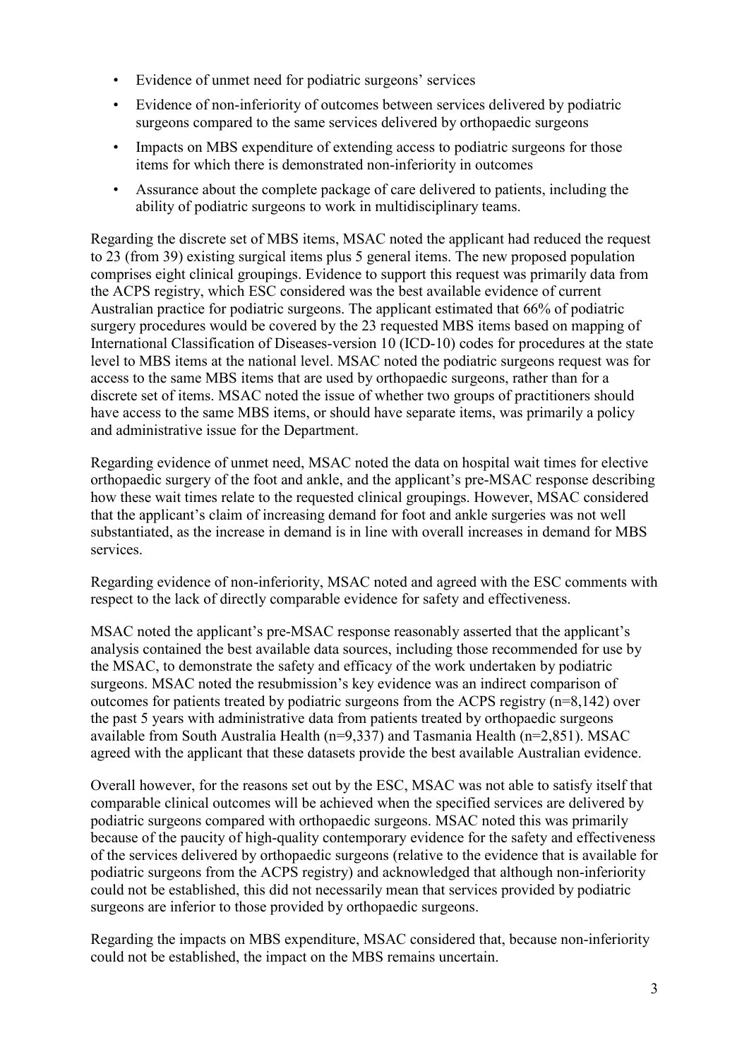- Evidence of unmet need for podiatric surgeons' services
- Evidence of non-inferiority of outcomes between services delivered by podiatric surgeons compared to the same services delivered by orthopaedic surgeons
- Impacts on MBS expenditure of extending access to podiatric surgeons for those items for which there is demonstrated non-inferiority in outcomes
- Assurance about the complete package of care delivered to patients, including the ability of podiatric surgeons to work in multidisciplinary teams.

Regarding the discrete set of MBS items, MSAC noted the applicant had reduced the request to 23 (from 39) existing surgical items plus 5 general items. The new proposed population comprises eight clinical groupings. Evidence to support this request was primarily data from the ACPS registry, which ESC considered was the best available evidence of current Australian practice for podiatric surgeons. The applicant estimated that 66% of podiatric surgery procedures would be covered by the 23 requested MBS items based on mapping of International Classification of Diseases-version 10 (ICD-10) codes for procedures at the state level to MBS items at the national level. MSAC noted the podiatric surgeons request was for access to the same MBS items that are used by orthopaedic surgeons, rather than for a discrete set of items. MSAC noted the issue of whether two groups of practitioners should have access to the same MBS items, or should have separate items, was primarily a policy and administrative issue for the Department.

Regarding evidence of unmet need, MSAC noted the data on hospital wait times for elective orthopaedic surgery of the foot and ankle, and the applicant's pre-MSAC response describing how these wait times relate to the requested clinical groupings. However, MSAC considered that the applicant's claim of increasing demand for foot and ankle surgeries was not well substantiated, as the increase in demand is in line with overall increases in demand for MBS services.

Regarding evidence of non-inferiority, MSAC noted and agreed with the ESC comments with respect to the lack of directly comparable evidence for safety and effectiveness.

MSAC noted the applicant's pre-MSAC response reasonably asserted that the applicant's analysis contained the best available data sources, including those recommended for use by the MSAC, to demonstrate the safety and efficacy of the work undertaken by podiatric surgeons. MSAC noted the resubmission's key evidence was an indirect comparison of outcomes for patients treated by podiatric surgeons from the ACPS registry (n=8,142) over the past 5 years with administrative data from patients treated by orthopaedic surgeons available from South Australia Health (n=9,337) and Tasmania Health (n=2,851). MSAC agreed with the applicant that these datasets provide the best available Australian evidence.

Overall however, for the reasons set out by the ESC, MSAC was not able to satisfy itself that comparable clinical outcomes will be achieved when the specified services are delivered by podiatric surgeons compared with orthopaedic surgeons. MSAC noted this was primarily because of the paucity of high-quality contemporary evidence for the safety and effectiveness of the services delivered by orthopaedic surgeons (relative to the evidence that is available for podiatric surgeons from the ACPS registry) and acknowledged that although non-inferiority could not be established, this did not necessarily mean that services provided by podiatric surgeons are inferior to those provided by orthopaedic surgeons.

Regarding the impacts on MBS expenditure, MSAC considered that, because non-inferiority could not be established, the impact on the MBS remains uncertain.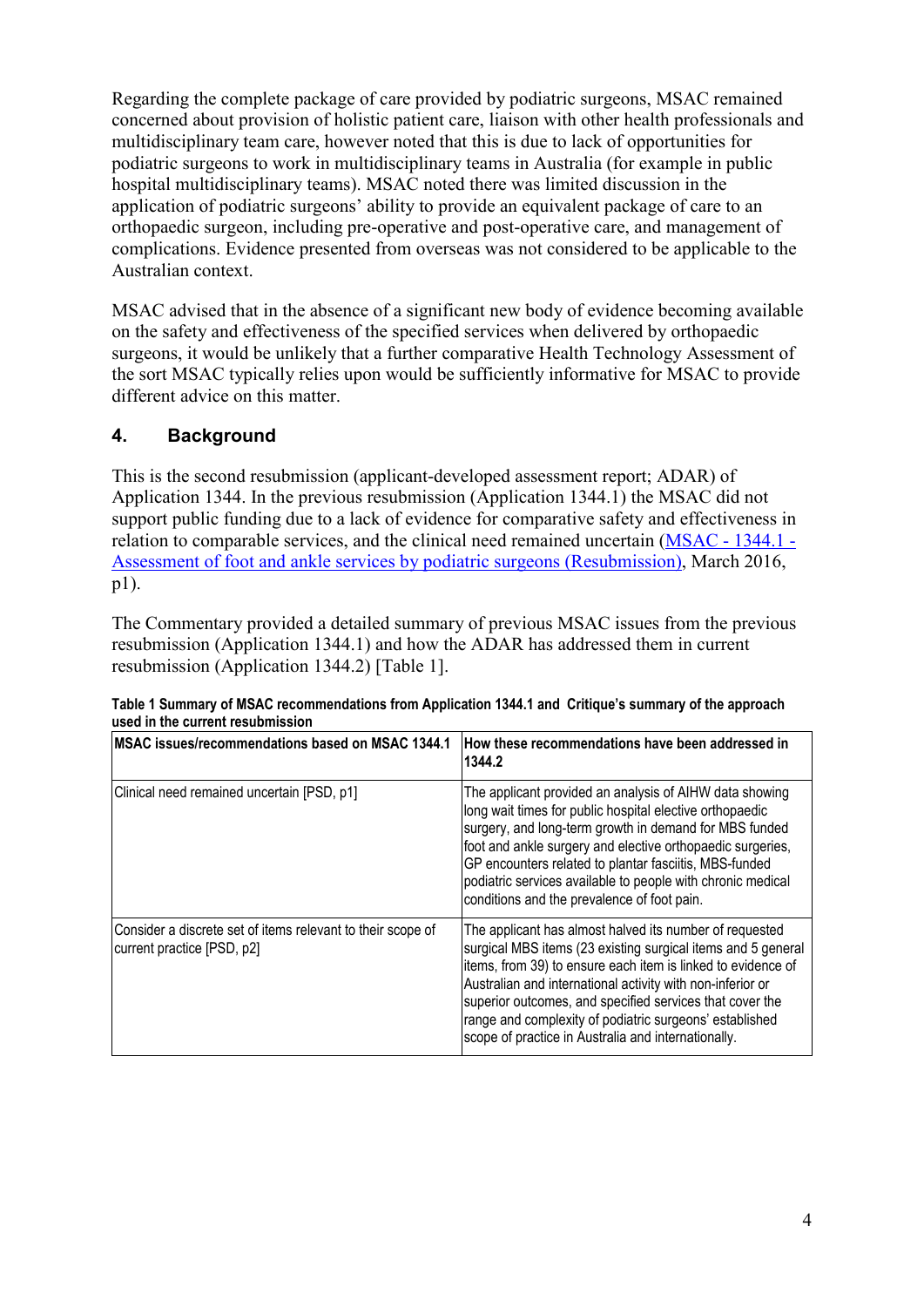Regarding the complete package of care provided by podiatric surgeons, MSAC remained concerned about provision of holistic patient care, liaison with other health professionals and multidisciplinary team care, however noted that this is due to lack of opportunities for podiatric surgeons to work in multidisciplinary teams in Australia (for example in public hospital multidisciplinary teams). MSAC noted there was limited discussion in the application of podiatric surgeons' ability to provide an equivalent package of care to an orthopaedic surgeon, including pre-operative and post-operative care, and management of complications. Evidence presented from overseas was not considered to be applicable to the Australian context.

MSAC advised that in the absence of a significant new body of evidence becoming available on the safety and effectiveness of the specified services when delivered by orthopaedic surgeons, it would be unlikely that a further comparative Health Technology Assessment of the sort MSAC typically relies upon would be sufficiently informative for MSAC to provide different advice on this matter.

## 4. Background

This is the second resubmission (applicant-developed assessment report; ADAR) of Application 1344. In the previous resubmission (Application 1344.1) the MSAC did not support public funding due to a lack of evidence for comparative safety and effectiveness in relation to comparable services, and the clinical need remained uncertain (MSAC - 1344.1 - Assessment of foot and ankle services by podiatric surgeons (Resubmission), March 2016, p1).

The Commentary provided a detailed summary of previous MSAC issues from the previous resubmission (Application 1344.1) and how the ADAR has addressed them in current resubmission (Application 1344.2) [Table 1].

**Table 1 Summary of MSAC recommendations from Application 1344.1 and Critique's summary of the approach used in the current resubmission**

| MSAC issues/recommendations based on MSAC 1344.1 | How these recommendations have been addressed in 1344.2 |
|---|---|
| Clinical need remained uncertain [PSD, p1] | The applicant provided an analysis of AIHW data showing long wait times for public hospital elective orthopaedic surgery, and long-term growth in demand for MBS funded foot and ankle surgery and elective orthopaedic surgeries, GP encounters related to plantar fasciitis, MBS-funded podiatric services available to people with chronic medical conditions and the prevalence of foot pain. |
| Consider a discrete set of items relevant to their scope of current practice [PSD, p2] | The applicant has almost halved its number of requested surgical MBS items (23 existing surgical items and 5 general items, from 39) to ensure each item is linked to evidence of Australian and international activity with non-inferior or superior outcomes, and specified services that cover the range and complexity of podiatric surgeons' established scope of practice in Australia and internationally. |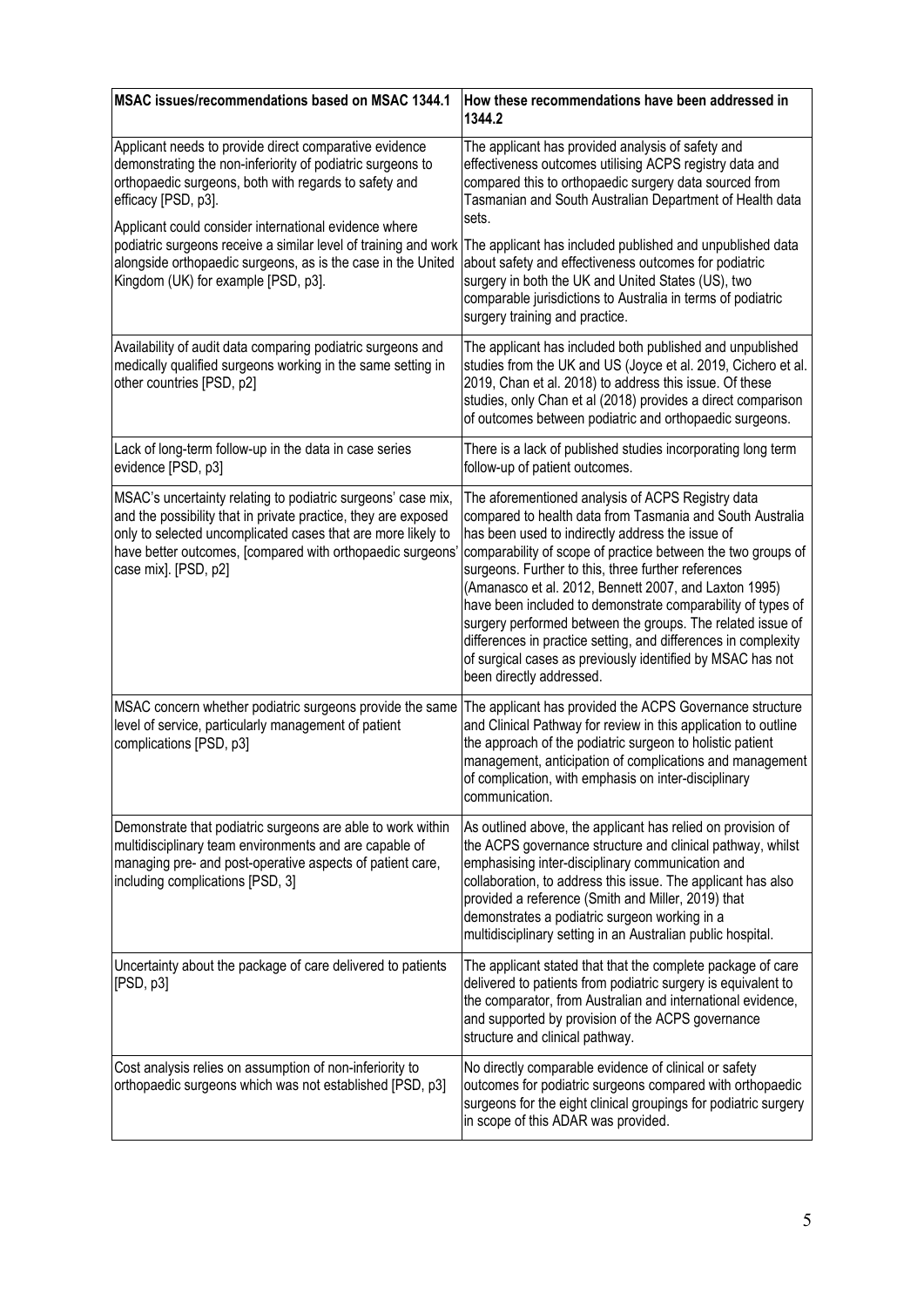| MSAC issues/recommendations based on MSAC 1344.1 | How these recommendations have been addressed in 1344.2 |
|---|---|
| Applicant needs to provide direct comparative evidence demonstrating the non-inferiority of podiatric surgeons to orthopaedic surgeons, both with regards to safety and efficacy [PSD, p3]. | The applicant has provided analysis of safety and effectiveness outcomes utilising ACPS registry data and compared this to orthopaedic surgery data sourced from Tasmanian and South Australian Department of Health data sets. |
| Applicant could consider international evidence where podiatric surgeons receive a similar level of training and work alongside orthopaedic surgeons, as is the case in the United Kingdom (UK) for example [PSD, p3]. | The applicant has included published and unpublished data about safety and effectiveness outcomes for podiatric surgery in both the UK and United States (US), two comparable jurisdictions to Australia in terms of podiatric surgery training and practice. |
| Availability of audit data comparing podiatric surgeons and medically qualified surgeons working in the same setting in other countries [PSD, p2] | The applicant has included both published and unpublished studies from the UK and US (Joyce et al. 2019, Cichero et al. 2019, Chan et al. 2018) to address this issue. Of these studies, only Chan et al (2018) provides a direct comparison of outcomes between podiatric and orthopaedic surgeons. |
| Lack of long-term follow-up in the data in case series evidence [PSD, p3] | There is a lack of published studies incorporating long term follow-up of patient outcomes. |
| MSAC's uncertainty relating to podiatric surgeons' case mix, and the possibility that in private practice, they are exposed only to selected uncomplicated cases that are more likely to have better outcomes, [compared with orthopaedic surgeons' case mix]. [PSD, p2] | The aforementioned analysis of ACPS Registry data compared to health data from Tasmania and South Australia has been used to indirectly address the issue of comparability of scope of practice between the two groups of surgeons. Further to this, three further references (Amanasco et al. 2012, Bennett 2007, and Laxton 1995) have been included to demonstrate comparability of types of surgery performed between the groups. The related issue of differences in practice setting, and differences in complexity of surgical cases as previously identified by MSAC has not been directly addressed. |
| MSAC concern whether podiatric surgeons provide the same level of service, particularly management of patient complications [PSD, p3] | The applicant has provided the ACPS Governance structure and Clinical Pathway for review in this application to outline the approach of the podiatric surgeon to holistic patient management, anticipation of complications and management of complication, with emphasis on inter-disciplinary communication. |
| Demonstrate that podiatric surgeons are able to work within multidisciplinary team environments and are capable of managing pre- and post-operative aspects of patient care, including complications [PSD, 3] | As outlined above, the applicant has relied on provision of the ACPS governance structure and clinical pathway, whilst emphasising inter-disciplinary communication and collaboration, to address this issue. The applicant has also provided a reference (Smith and Miller, 2019) that demonstrates a podiatric surgeon working in a multidisciplinary setting in an Australian public hospital. |
| Uncertainty about the package of care delivered to patients [PSD, p3] | The applicant stated that that the complete package of care delivered to patients from podiatric surgery is equivalent to the comparator, from Australian and international evidence, and supported by provision of the ACPS governance structure and clinical pathway. |
| Cost analysis relies on assumption of non-inferiority to orthopaedic surgeons which was not established [PSD, p3] | No directly comparable evidence of clinical or safety outcomes for podiatric surgeons compared with orthopaedic surgeons for the eight clinical groupings for podiatric surgery in scope of this ADAR was provided. |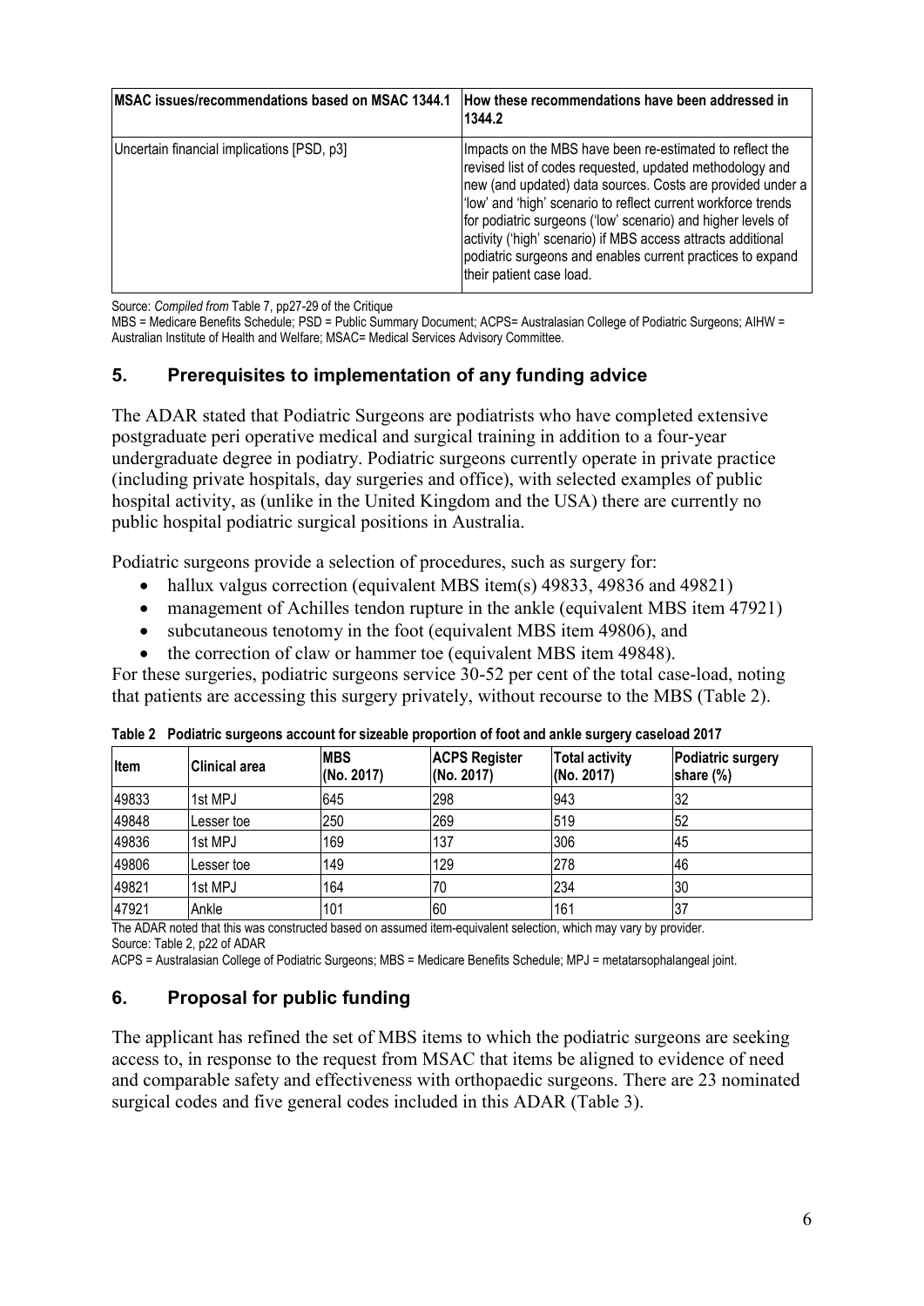| MSAC issues/recommendations based on MSAC 1344.1 | How these recommendations have been addressed in 1344.2 |
| --- | --- |
| Uncertain financial implications [PSD, p3] | Impacts on the MBS have been re-estimated to reflect the revised list of codes requested, updated methodology and new (and updated) data sources. Costs are provided under a 'low' and 'high' scenario to reflect current workforce trends for podiatric surgeons ('low' scenario) and higher levels of activity ('high' scenario) if MBS access attracts additional podiatric surgeons and enables current practices to expand their patient case load. |

Source: *Compiled from* Table 7, pp27-29 of the Critique

MBS = Medicare Benefits Schedule; PSD = Public Summary Document; ACPS= Australasian College of Podiatric Surgeons; AIHW = Australian Institute of Health and Welfare; MSAC= Medical Services Advisory Committee.

## 5. Prerequisites to implementation of any funding advice

The ADAR stated that Podiatric Surgeons are podiatrists who have completed extensive postgraduate peri operative medical and surgical training in addition to a four-year undergraduate degree in podiatry. Podiatric surgeons currently operate in private practice (including private hospitals, day surgeries and office), with selected examples of public hospital activity, as (unlike in the United Kingdom and the USA) there are currently no public hospital podiatric surgical positions in Australia.

Podiatric surgeons provide a selection of procedures, such as surgery for:

- hallux valgus correction (equivalent MBS item(s) 49833, 49836 and 49821)
- management of Achilles tendon rupture in the ankle (equivalent MBS item 47921)
- subcutaneous tenotomy in the foot (equivalent MBS item 49806), and
- the correction of claw or hammer toe (equivalent MBS item 49848).

For these surgeries, podiatric surgeons service 30-52 per cent of the total case-load, noting that patients are accessing this surgery privately, without recourse to the MBS (Table 2).

**Table 2 Podiatric surgeons account for sizeable proportion of foot and ankle surgery caseload 2017**

| Item | Clinical area | MBS (No. 2017) | ACPS Register (No. 2017) | Total activity (No. 2017) | Podiatric surgery share (%) |
| --- | --- | --- | --- | --- | --- |
| 49833 | 1st MPJ | 645 | 298 | 943 | 32 |
| 49848 | Lesser toe | 250 | 269 | 519 | 52 |
| 49836 | 1st MPJ | 169 | 137 | 306 | 45 |
| 49806 | Lesser toe | 149 | 129 | 278 | 46 |
| 49821 | 1st MPJ | 164 | 70 | 234 | 30 |
| 47921 | Ankle | 101 | 60 | 161 | 37 |

The ADAR noted that this was constructed based on assumed item-equivalent selection, which may vary by provider.
Source: Table 2, p22 of ADAR

ACPS = Australasian College of Podiatric Surgeons; MBS = Medicare Benefits Schedule; MPJ = metatarsophalangeal joint.

## 6. Proposal for public funding

The applicant has refined the set of MBS items to which the podiatric surgeons are seeking access to, in response to the request from MSAC that items be aligned to evidence of need and comparable safety and effectiveness with orthopaedic surgeons. There are 23 nominated surgical codes and five general codes included in this ADAR (Table 3).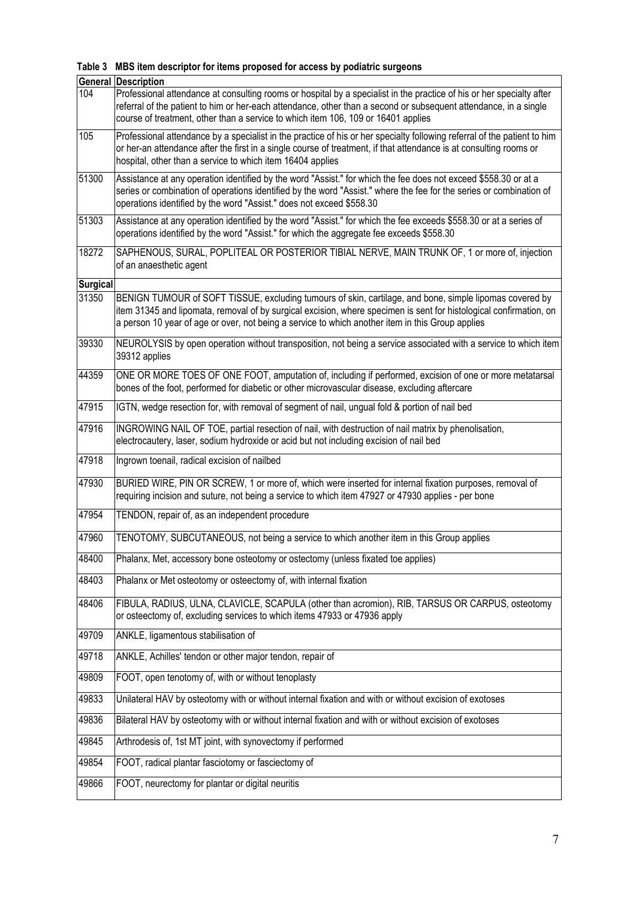**Table 3 MBS item descriptor for items proposed for access by podiatric surgeons**

| General | Description |
|---|---|
| 104 | Professional attendance at consulting rooms or hospital by a specialist in the practice of his or her specialty after referral of the patient to him or her-each attendance, other than a second or subsequent attendance, in a single course of treatment, other than a service to which item 106, 109 or 16401 applies |
| 105 | Professional attendance by a specialist in the practice of his or her specialty following referral of the patient to him or her-an attendance after the first in a single course of treatment, if that attendance is at consulting rooms or hospital, other than a service to which item 16404 applies |
| 51300 | Assistance at any operation identified by the word "Assist." for which the fee does not exceed $558.30 or at a series or combination of operations identified by the word "Assist." where the fee for the series or combination of operations identified by the word "Assist." does not exceed $558.30 |
| 51303 | Assistance at any operation identified by the word "Assist." for which the fee exceeds $558.30 or at a series of operations identified by the word "Assist." for which the aggregate fee exceeds $558.30 |
| 18272 | SAPHENOUS, SURAL, POPLITEAL OR POSTERIOR TIBIAL NERVE, MAIN TRUNK OF, 1 or more of, injection of an anaesthetic agent |
| **Surgical** | |
| 31350 | BENIGN TUMOUR of SOFT TISSUE, excluding tumours of skin, cartilage, and bone, simple lipomas covered by item 31345 and lipomata, removal of by surgical excision, where specimen is sent for histological confirmation, on a person 10 year of age or over, not being a service to which another item in this Group applies |
| 39330 | NEUROLYSIS by open operation without transposition, not being a service associated with a service to which item 39312 applies |
| 44359 | ONE OR MORE TOES OF ONE FOOT, amputation of, including if performed, excision of one or more metatarsal bones of the foot, performed for diabetic or other microvascular disease, excluding aftercare |
| 47915 | IGTN, wedge resection for, with removal of segment of nail, ungual fold & portion of nail bed |
| 47916 | INGROWING NAIL OF TOE, partial resection of nail, with destruction of nail matrix by phenolisation, electrocautery, laser, sodium hydroxide or acid but not including excision of nail bed |
| 47918 | Ingrown toenail, radical excision of nailbed |
| 47930 | BURIED WIRE, PIN OR SCREW, 1 or more of, which were inserted for internal fixation purposes, removal of requiring incision and suture, not being a service to which item 47927 or 47930 applies - per bone |
| 47954 | TENDON, repair of, as an independent procedure |
| 47960 | TENOTOMY, SUBCUTANEOUS, not being a service to which another item in this Group applies |
| 48400 | Phalanx, Met, accessory bone osteotomy or ostectomy (unless fixated toe applies) |
| 48403 | Phalanx or Met osteotomy or osteectomy of, with internal fixation |
| 48406 | FIBULA, RADIUS, ULNA, CLAVICLE, SCAPULA (other than acromion), RIB, TARSUS OR CARPUS, osteotomy or osteectomy of, excluding services to which items 47933 or 47936 apply |
| 49709 | ANKLE, ligamentous stabilisation of |
| 49718 | ANKLE, Achilles' tendon or other major tendon, repair of |
| 49809 | FOOT, open tenotomy of, with or without tenoplasty |
| 49833 | Unilateral HAV by osteotomy with or without internal fixation and with or without excision of exotoses |
| 49836 | Bilateral HAV by osteotomy with or without internal fixation and with or without excision of exotoses |
| 49845 | Arthrodesis of, 1st MT joint, with synovectomy if performed |
| 49854 | FOOT, radical plantar fasciotomy or fasciectomy of |
| 49866 | FOOT, neurectomy for plantar or digital neuritis |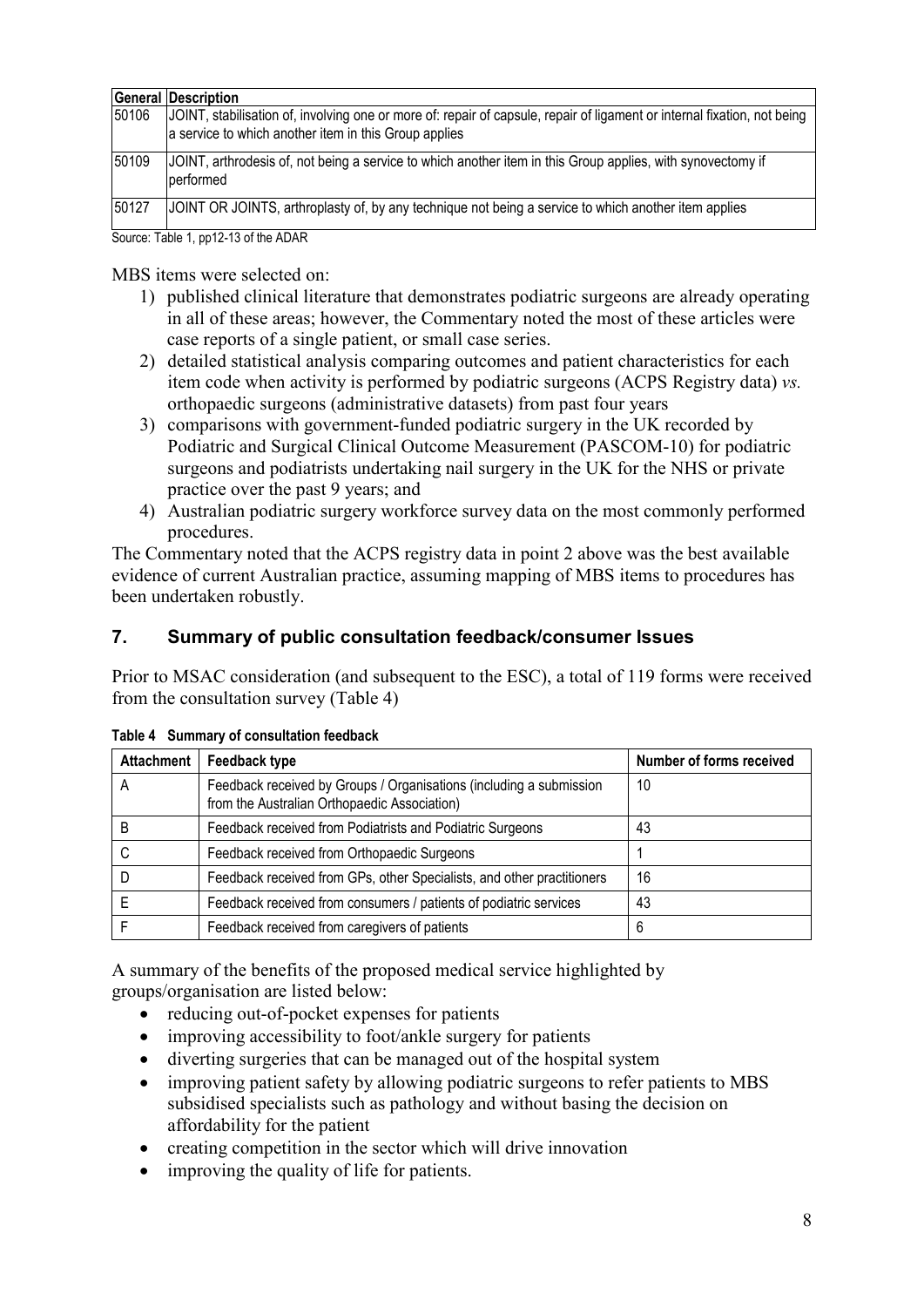| General | Description |
|---|---|
| 50106 | JOINT, stabilisation of, involving one or more of: repair of capsule, repair of ligament or internal fixation, not being a service to which another item in this Group applies |
| 50109 | JOINT, arthrodesis of, not being a service to which another item in this Group applies, with synovectomy if performed |
| 50127 | JOINT OR JOINTS, arthroplasty of, by any technique not being a service to which another item applies |

Source: Table 1, pp12-13 of the ADAR

MBS items were selected on:

1) published clinical literature that demonstrates podiatric surgeons are already operating in all of these areas; however, the Commentary noted the most of these articles were case reports of a single patient, or small case series.
2) detailed statistical analysis comparing outcomes and patient characteristics for each item code when activity is performed by podiatric surgeons (ACPS Registry data) *vs.* orthopaedic surgeons (administrative datasets) from past four years
3) comparisons with government-funded podiatric surgery in the UK recorded by Podiatric and Surgical Clinical Outcome Measurement (PASCOM-10) for podiatric surgeons and podiatrists undertaking nail surgery in the UK for the NHS or private practice over the past 9 years; and
4) Australian podiatric surgery workforce survey data on the most commonly performed procedures.

The Commentary noted that the ACPS registry data in point 2 above was the best available evidence of current Australian practice, assuming mapping of MBS items to procedures has been undertaken robustly.

## 7. Summary of public consultation feedback/consumer Issues

Prior to MSAC consideration (and subsequent to the ESC), a total of 119 forms were received from the consultation survey (Table 4)

**Table 4 Summary of consultation feedback**

| Attachment | Feedback type | Number of forms received |
|---|---|---|
| A | Feedback received by Groups / Organisations (including a submission from the Australian Orthopaedic Association) | 10 |
| B | Feedback received from Podiatrists and Podiatric Surgeons | 43 |
| C | Feedback received from Orthopaedic Surgeons | 1 |
| D | Feedback received from GPs, other Specialists, and other practitioners | 16 |
| E | Feedback received from consumers / patients of podiatric services | 43 |
| F | Feedback received from caregivers of patients | 6 |

A summary of the benefits of the proposed medical service highlighted by groups/organisation are listed below:

- reducing out-of-pocket expenses for patients
- improving accessibility to foot/ankle surgery for patients
- diverting surgeries that can be managed out of the hospital system
- improving patient safety by allowing podiatric surgeons to refer patients to MBS subsidised specialists such as pathology and without basing the decision on affordability for the patient
- creating competition in the sector which will drive innovation
- improving the quality of life for patients.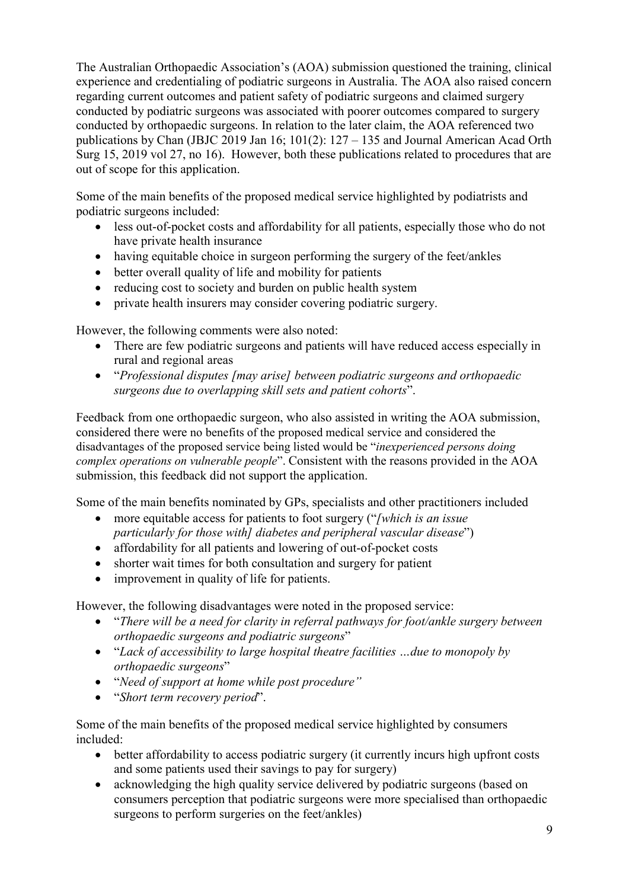The Australian Orthopaedic Association's (AOA) submission questioned the training, clinical experience and credentialing of podiatric surgeons in Australia. The AOA also raised concern regarding current outcomes and patient safety of podiatric surgeons and claimed surgery conducted by podiatric surgeons was associated with poorer outcomes compared to surgery conducted by orthopaedic surgeons. In relation to the later claim, the AOA referenced two publications by Chan (JBJC 2019 Jan 16; 101(2): 127 – 135 and Journal American Acad Orth Surg 15, 2019 vol 27, no 16). However, both these publications related to procedures that are out of scope for this application.

Some of the main benefits of the proposed medical service highlighted by podiatrists and podiatric surgeons included:

- less out-of-pocket costs and affordability for all patients, especially those who do not have private health insurance
- having equitable choice in surgeon performing the surgery of the feet/ankles
- better overall quality of life and mobility for patients
- reducing cost to society and burden on public health system
- private health insurers may consider covering podiatric surgery.

However, the following comments were also noted:

- There are few podiatric surgeons and patients will have reduced access especially in rural and regional areas
- "*Professional disputes [may arise] between podiatric surgeons and orthopaedic surgeons due to overlapping skill sets and patient cohorts*".

Feedback from one orthopaedic surgeon, who also assisted in writing the AOA submission, considered there were no benefits of the proposed medical service and considered the disadvantages of the proposed service being listed would be "*inexperienced persons doing complex operations on vulnerable people*". Consistent with the reasons provided in the AOA submission, this feedback did not support the application.

Some of the main benefits nominated by GPs, specialists and other practitioners included

- more equitable access for patients to foot surgery ("*[which is an issue particularly for those with] diabetes and peripheral vascular disease*")
- affordability for all patients and lowering of out-of-pocket costs
- shorter wait times for both consultation and surgery for patient
- improvement in quality of life for patients.

However, the following disadvantages were noted in the proposed service:

- "*There will be a need for clarity in referral pathways for foot/ankle surgery between orthopaedic surgeons and podiatric surgeons*"
- "*Lack of accessibility to large hospital theatre facilities …due to monopoly by orthopaedic surgeons*"
- "*Need of support at home while post procedure"*
- "*Short term recovery period*".

Some of the main benefits of the proposed medical service highlighted by consumers included:

- better affordability to access podiatric surgery (it currently incurs high upfront costs and some patients used their savings to pay for surgery)
- acknowledging the high quality service delivered by podiatric surgeons (based on consumers perception that podiatric surgeons were more specialised than orthopaedic surgeons to perform surgeries on the feet/ankles)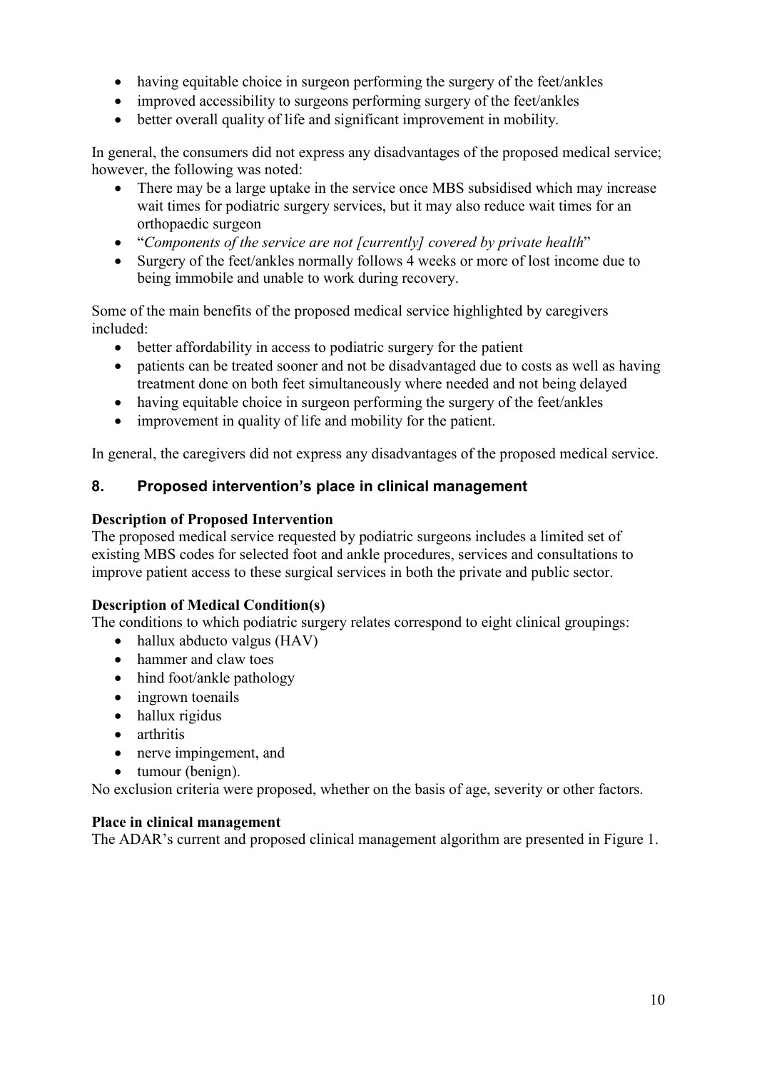- having equitable choice in surgeon performing the surgery of the feet/ankles
- improved accessibility to surgeons performing surgery of the feet/ankles
- better overall quality of life and significant improvement in mobility.

In general, the consumers did not express any disadvantages of the proposed medical service; however, the following was noted:

- There may be a large uptake in the service once MBS subsidised which may increase wait times for podiatric surgery services, but it may also reduce wait times for an orthopaedic surgeon
- "*Components of the service are not [currently] covered by private health*"
- Surgery of the feet/ankles normally follows 4 weeks or more of lost income due to being immobile and unable to work during recovery.

Some of the main benefits of the proposed medical service highlighted by caregivers included:

- better affordability in access to podiatric surgery for the patient
- patients can be treated sooner and not be disadvantaged due to costs as well as having treatment done on both feet simultaneously where needed and not being delayed
- having equitable choice in surgeon performing the surgery of the feet/ankles
- improvement in quality of life and mobility for the patient.

In general, the caregivers did not express any disadvantages of the proposed medical service.

## 8. Proposed intervention's place in clinical management

**Description of Proposed Intervention**

The proposed medical service requested by podiatric surgeons includes a limited set of existing MBS codes for selected foot and ankle procedures, services and consultations to improve patient access to these surgical services in both the private and public sector.

**Description of Medical Condition(s)**

The conditions to which podiatric surgery relates correspond to eight clinical groupings:

- hallux abducto valgus (HAV)
- hammer and claw toes
- hind foot/ankle pathology
- ingrown toenails
- hallux rigidus
- arthritis
- nerve impingement, and
- tumour (benign).

No exclusion criteria were proposed, whether on the basis of age, severity or other factors.

**Place in clinical management**

The ADAR's current and proposed clinical management algorithm are presented in Figure 1.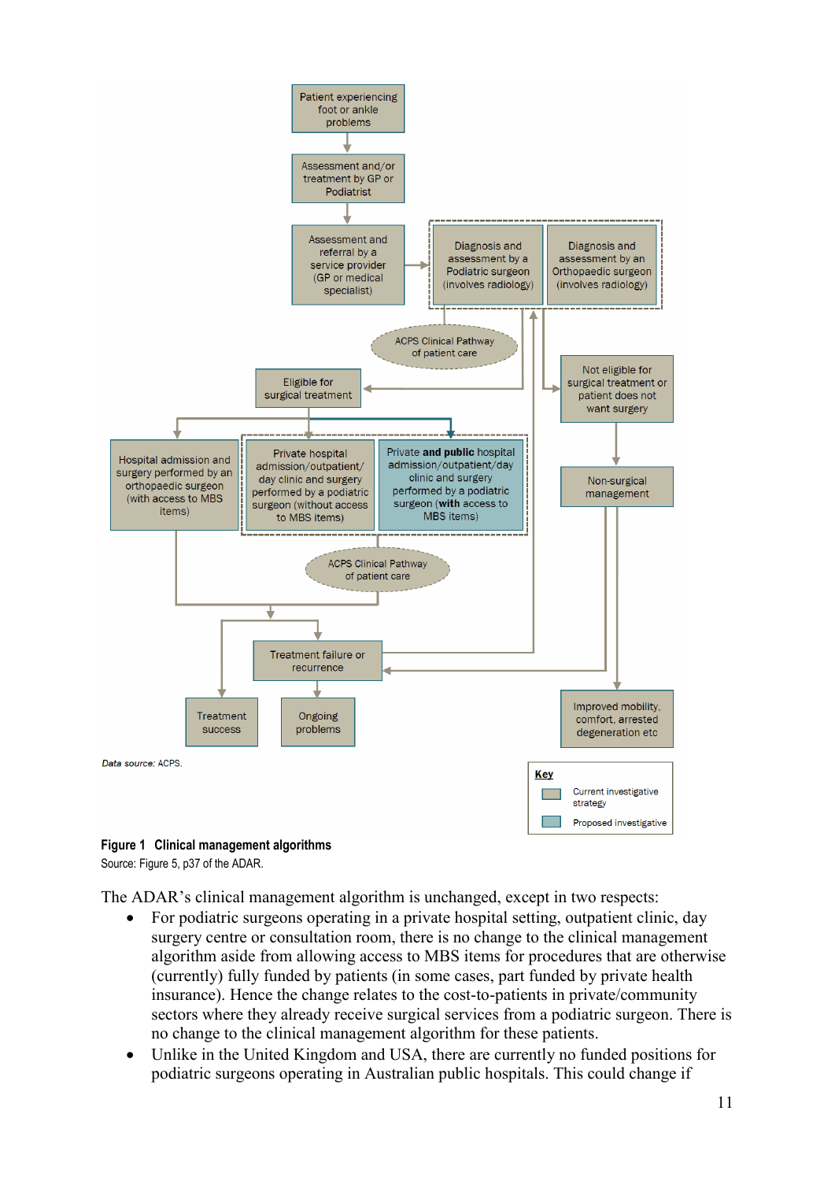Patient experiencing foot or ankle problems

Assessment and/or treatment by GP or Podiatrist

Assessment and referral by a service provider (GP or medical specialist)

Diagnosis and assessment by a Podiatric surgeon (involves radiology)

Diagnosis and assessment by an Orthopaedic surgeon (involves radiology)

ACPS Clinical Pathway of patient care

Eligible for surgical treatment

Not eligible for surgical treatment or patient does not want surgery

Hospital admission and surgery performed by an orthopaedic surgeon (with access to MBS items)

Private hospital admission/outpatient/ day clinic and surgery performed by a podiatric surgeon (without access to MBS items)

Private **and public** hospital admission/outpatient/day clinic and surgery performed by a podiatric surgeon (**with** access to MBS items)

Non-surgical management

ACPS Clinical Pathway of patient care

Treatment failure or recurrence

Treatment success

Ongoing problems

Improved mobility, comfort, arrested degeneration etc

*Data source:* ACPS.

**Key**

Current investigative strategy

Proposed investigative

**Figure 1 Clinical management algorithms**

Source: Figure 5, p37 of the ADAR.

The ADAR's clinical management algorithm is unchanged, except in two respects:

- For podiatric surgeons operating in a private hospital setting, outpatient clinic, day surgery centre or consultation room, there is no change to the clinical management algorithm aside from allowing access to MBS items for procedures that are otherwise (currently) fully funded by patients (in some cases, part funded by private health insurance). Hence the change relates to the cost-to-patients in private/community sectors where they already receive surgical services from a podiatric surgeon. There is no change to the clinical management algorithm for these patients.
- Unlike in the United Kingdom and USA, there are currently no funded positions for podiatric surgeons operating in Australian public hospitals. This could change if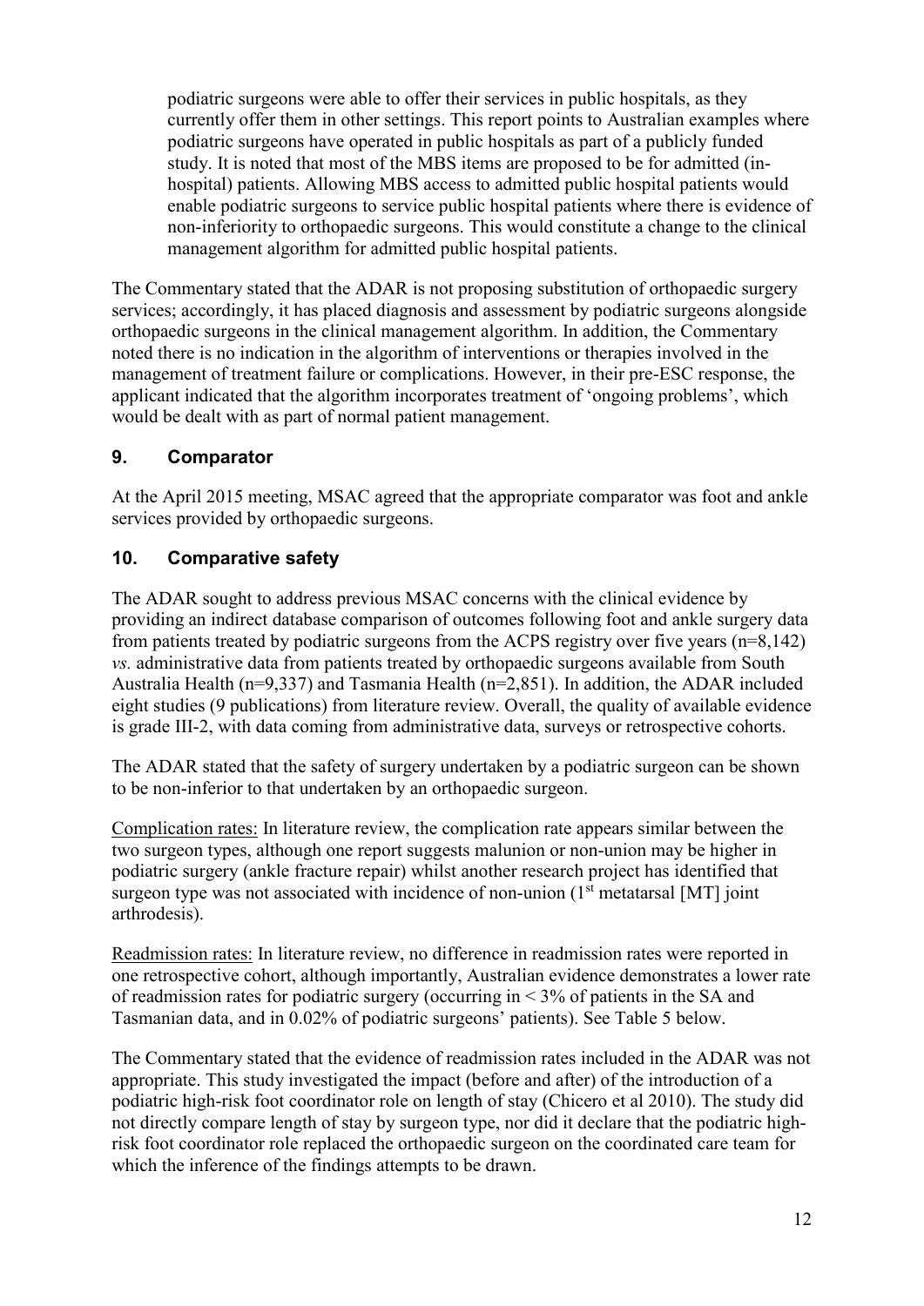podiatric surgeons were able to offer their services in public hospitals, as they currently offer them in other settings. This report points to Australian examples where podiatric surgeons have operated in public hospitals as part of a publicly funded study. It is noted that most of the MBS items are proposed to be for admitted (in-hospital) patients. Allowing MBS access to admitted public hospital patients would enable podiatric surgeons to service public hospital patients where there is evidence of non-inferiority to orthopaedic surgeons. This would constitute a change to the clinical management algorithm for admitted public hospital patients.

The Commentary stated that the ADAR is not proposing substitution of orthopaedic surgery services; accordingly, it has placed diagnosis and assessment by podiatric surgeons alongside orthopaedic surgeons in the clinical management algorithm. In addition, the Commentary noted there is no indication in the algorithm of interventions or therapies involved in the management of treatment failure or complications. However, in their pre-ESC response, the applicant indicated that the algorithm incorporates treatment of 'ongoing problems', which would be dealt with as part of normal patient management.

## 9. Comparator

At the April 2015 meeting, MSAC agreed that the appropriate comparator was foot and ankle services provided by orthopaedic surgeons.

## 10. Comparative safety

The ADAR sought to address previous MSAC concerns with the clinical evidence by providing an indirect database comparison of outcomes following foot and ankle surgery data from patients treated by podiatric surgeons from the ACPS registry over five years (n=8,142) *vs.* administrative data from patients treated by orthopaedic surgeons available from South Australia Health (n=9,337) and Tasmania Health (n=2,851). In addition, the ADAR included eight studies (9 publications) from literature review. Overall, the quality of available evidence is grade III-2, with data coming from administrative data, surveys or retrospective cohorts.

The ADAR stated that the safety of surgery undertaken by a podiatric surgeon can be shown to be non-inferior to that undertaken by an orthopaedic surgeon.

Complication rates: In literature review, the complication rate appears similar between the two surgeon types, although one report suggests malunion or non-union may be higher in podiatric surgery (ankle fracture repair) whilst another research project has identified that surgeon type was not associated with incidence of non-union (1st metatarsal [MT] joint arthrodesis).

Readmission rates: In literature review, no difference in readmission rates were reported in one retrospective cohort, although importantly, Australian evidence demonstrates a lower rate of readmission rates for podiatric surgery (occurring in < 3% of patients in the SA and Tasmanian data, and in 0.02% of podiatric surgeons' patients). See Table 5 below.

The Commentary stated that the evidence of readmission rates included in the ADAR was not appropriate. This study investigated the impact (before and after) of the introduction of a podiatric high-risk foot coordinator role on length of stay (Chicero et al 2010). The study did not directly compare length of stay by surgeon type, nor did it declare that the podiatric high-risk foot coordinator role replaced the orthopaedic surgeon on the coordinated care team for which the inference of the findings attempts to be drawn.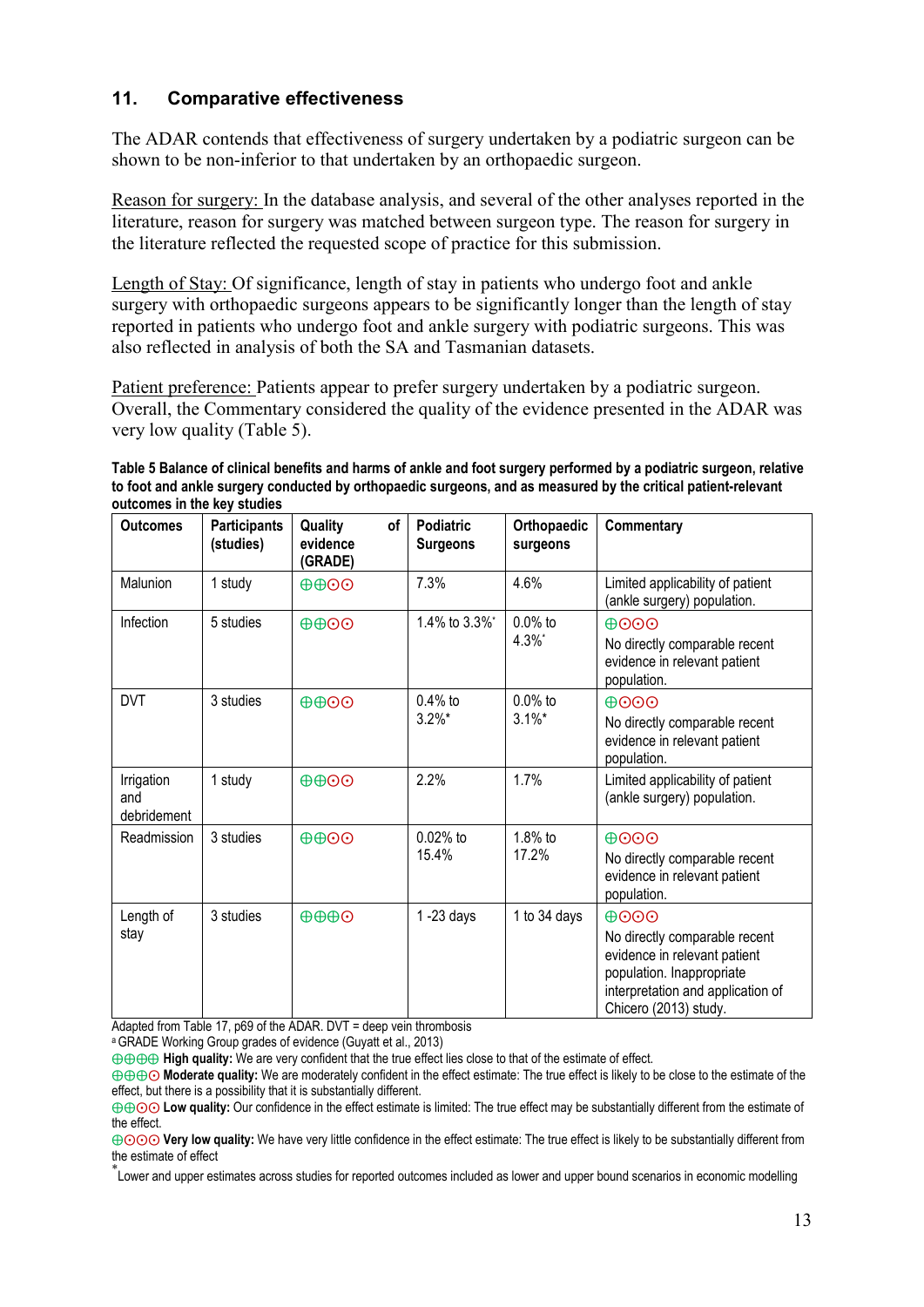## 11. Comparative effectiveness

The ADAR contends that effectiveness of surgery undertaken by a podiatric surgeon can be shown to be non-inferior to that undertaken by an orthopaedic surgeon.

Reason for surgery: In the database analysis, and several of the other analyses reported in the literature, reason for surgery was matched between surgeon type. The reason for surgery in the literature reflected the requested scope of practice for this submission.

Length of Stay: Of significance, length of stay in patients who undergo foot and ankle surgery with orthopaedic surgeons appears to be significantly longer than the length of stay reported in patients who undergo foot and ankle surgery with podiatric surgeons. This was also reflected in analysis of both the SA and Tasmanian datasets.

Patient preference: Patients appear to prefer surgery undertaken by a podiatric surgeon. Overall, the Commentary considered the quality of the evidence presented in the ADAR was very low quality (Table 5).

**Table 5 Balance of clinical benefits and harms of ankle and foot surgery performed by a podiatric surgeon, relative to foot and ankle surgery conducted by orthopaedic surgeons, and as measured by the critical patient-relevant outcomes in the key studies**

| Outcomes | Participants (studies) | Quality of evidence (GRADE) | Podiatric Surgeons | Orthopaedic surgeons | Commentary |
|---|---|---|---|---|---|
| Malunion | 1 study | ⊕⊕⊙⊙ | 7.3% | 4.6% | Limited applicability of patient (ankle surgery) population. |
| Infection | 5 studies | ⊕⊕⊙⊙ | 1.4% to 3.3%* | 0.0% to 4.3%* | ⊕⊙⊙⊙ No directly comparable recent evidence in relevant patient population. |
| DVT | 3 studies | ⊕⊕⊙⊙ | 0.4% to 3.2%* | 0.0% to 3.1%* | ⊕⊙⊙⊙ No directly comparable recent evidence in relevant patient population. |
| Irrigation and debridement | 1 study | ⊕⊕⊙⊙ | 2.2% | 1.7% | Limited applicability of patient (ankle surgery) population. |
| Readmission | 3 studies | ⊕⊕⊙⊙ | 0.02% to 15.4% | 1.8% to 17.2% | ⊕⊙⊙⊙ No directly comparable recent evidence in relevant patient population. |
| Length of stay | 3 studies | ⊕⊕⊕⊙ | 1 -23 days | 1 to 34 days | ⊕⊙⊙⊙ No directly comparable recent evidence in relevant patient population. Inappropriate interpretation and application of Chicero (2013) study. |

Adapted from Table 17, p69 of the ADAR. DVT = deep vein thrombosis

[a] GRADE Working Group grades of evidence (Guyatt et al., 2013)

⊕⊕⊕⊕ **High quality:** We are very confident that the true effect lies close to that of the estimate of effect.

⊕⊕⊕⊙ **Moderate quality:** We are moderately confident in the effect estimate: The true effect is likely to be close to the estimate of the effect, but there is a possibility that it is substantially different.

⊕⊕⊙⊙ **Low quality:** Our confidence in the effect estimate is limited: The true effect may be substantially different from the estimate of the effect.

⊕⊙⊙⊙ **Very low quality:** We have very little confidence in the effect estimate: The true effect is likely to be substantially different from the estimate of effect

* Lower and upper estimates across studies for reported outcomes included as lower and upper bound scenarios in economic modelling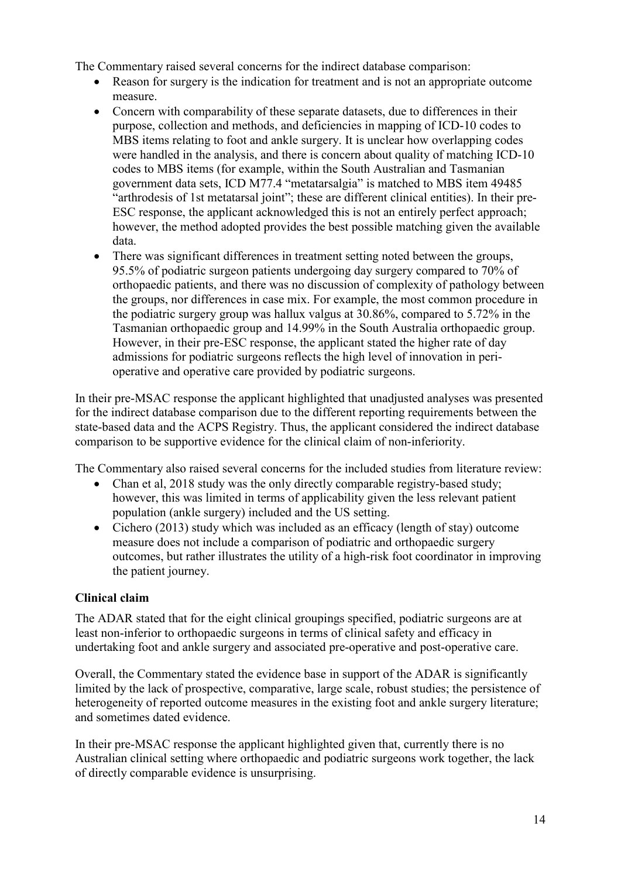The Commentary raised several concerns for the indirect database comparison:

- Reason for surgery is the indication for treatment and is not an appropriate outcome measure.
- Concern with comparability of these separate datasets, due to differences in their purpose, collection and methods, and deficiencies in mapping of ICD-10 codes to MBS items relating to foot and ankle surgery. It is unclear how overlapping codes were handled in the analysis, and there is concern about quality of matching ICD-10 codes to MBS items (for example, within the South Australian and Tasmanian government data sets, ICD M77.4 "metatarsalgia" is matched to MBS item 49485 "arthrodesis of 1st metatarsal joint"; these are different clinical entities). In their pre-ESC response, the applicant acknowledged this is not an entirely perfect approach; however, the method adopted provides the best possible matching given the available data.
- There was significant differences in treatment setting noted between the groups, 95.5% of podiatric surgeon patients undergoing day surgery compared to 70% of orthopaedic patients, and there was no discussion of complexity of pathology between the groups, nor differences in case mix. For example, the most common procedure in the podiatric surgery group was hallux valgus at 30.86%, compared to 5.72% in the Tasmanian orthopaedic group and 14.99% in the South Australia orthopaedic group. However, in their pre-ESC response, the applicant stated the higher rate of day admissions for podiatric surgeons reflects the high level of innovation in peri-operative and operative care provided by podiatric surgeons.

In their pre-MSAC response the applicant highlighted that unadjusted analyses was presented for the indirect database comparison due to the different reporting requirements between the state-based data and the ACPS Registry. Thus, the applicant considered the indirect database comparison to be supportive evidence for the clinical claim of non-inferiority.

The Commentary also raised several concerns for the included studies from literature review:

- Chan et al, 2018 study was the only directly comparable registry-based study; however, this was limited in terms of applicability given the less relevant patient population (ankle surgery) included and the US setting.
- Cichero (2013) study which was included as an efficacy (length of stay) outcome measure does not include a comparison of podiatric and orthopaedic surgery outcomes, but rather illustrates the utility of a high-risk foot coordinator in improving the patient journey.

**Clinical claim**

The ADAR stated that for the eight clinical groupings specified, podiatric surgeons are at least non-inferior to orthopaedic surgeons in terms of clinical safety and efficacy in undertaking foot and ankle surgery and associated pre-operative and post-operative care.

Overall, the Commentary stated the evidence base in support of the ADAR is significantly limited by the lack of prospective, comparative, large scale, robust studies; the persistence of heterogeneity of reported outcome measures in the existing foot and ankle surgery literature; and sometimes dated evidence.

In their pre-MSAC response the applicant highlighted given that, currently there is no Australian clinical setting where orthopaedic and podiatric surgeons work together, the lack of directly comparable evidence is unsurprising.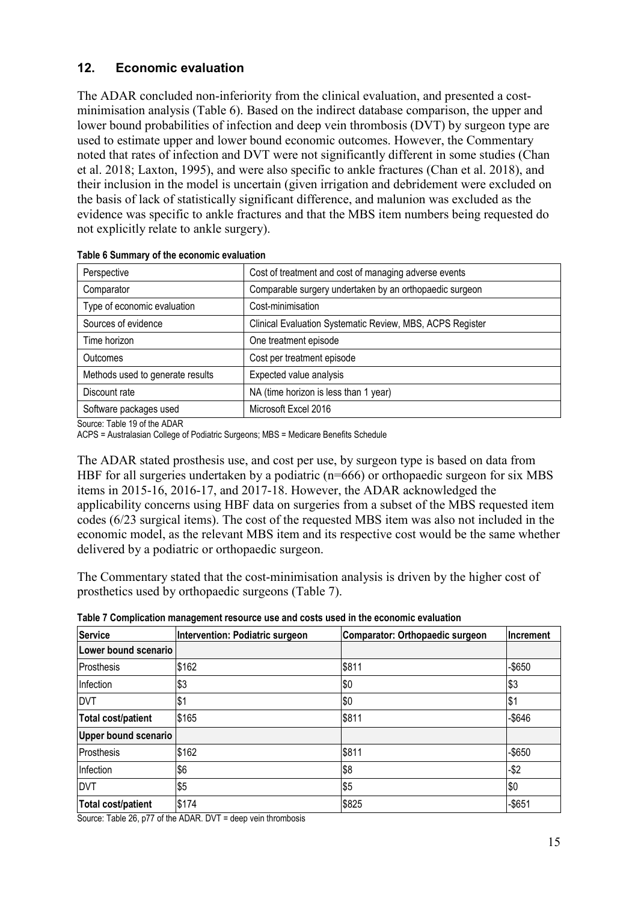## 12. Economic evaluation

The ADAR concluded non-inferiority from the clinical evaluation, and presented a cost-minimisation analysis (Table 6). Based on the indirect database comparison, the upper and lower bound probabilities of infection and deep vein thrombosis (DVT) by surgeon type are used to estimate upper and lower bound economic outcomes. However, the Commentary noted that rates of infection and DVT were not significantly different in some studies (Chan et al. 2018; Laxton, 1995), and were also specific to ankle fractures (Chan et al. 2018), and their inclusion in the model is uncertain (given irrigation and debridement were excluded on the basis of lack of statistically significant difference, and malunion was excluded as the evidence was specific to ankle fractures and that the MBS item numbers being requested do not explicitly relate to ankle surgery).

**Table 6 Summary of the economic evaluation**

| | |
|---|---|
| Perspective | Cost of treatment and cost of managing adverse events |
| Comparator | Comparable surgery undertaken by an orthopaedic surgeon |
| Type of economic evaluation | Cost-minimisation |
| Sources of evidence | Clinical Evaluation Systematic Review, MBS, ACPS Register |
| Time horizon | One treatment episode |
| Outcomes | Cost per treatment episode |
| Methods used to generate results | Expected value analysis |
| Discount rate | NA (time horizon is less than 1 year) |
| Software packages used | Microsoft Excel 2016 |

Source: Table 19 of the ADAR
ACPS = Australasian College of Podiatric Surgeons; MBS = Medicare Benefits Schedule

The ADAR stated prosthesis use, and cost per use, by surgeon type is based on data from HBF for all surgeries undertaken by a podiatric (n=666) or orthopaedic surgeon for six MBS items in 2015-16, 2016-17, and 2017-18. However, the ADAR acknowledged the applicability concerns using HBF data on surgeries from a subset of the MBS requested item codes (6/23 surgical items). The cost of the requested MBS item was also not included in the economic model, as the relevant MBS item and its respective cost would be the same whether delivered by a podiatric or orthopaedic surgeon.

The Commentary stated that the cost-minimisation analysis is driven by the higher cost of prosthetics used by orthopaedic surgeons (Table 7).

**Table 7 Complication management resource use and costs used in the economic evaluation**

| Service | Intervention: Podiatric surgeon | Comparator: Orthopaedic surgeon | Increment |
|---|---|---|---|
| **Lower bound scenario** | | | |
| Prosthesis | $162 | $811 | -$650 |
| Infection | $3 | $0 | $3 |
| DVT | $1 | $0 | $1 |
| **Total cost/patient** | $165 | $811 | -$646 |
| **Upper bound scenario** | | | |
| Prosthesis | $162 | $811 | -$650 |
| Infection | $6 | $8 | -$2 |
| DVT | $5 | $5 | $0 |
| **Total cost/patient** | $174 | $825 | -$651 |

Source: Table 26, p77 of the ADAR. DVT = deep vein thrombosis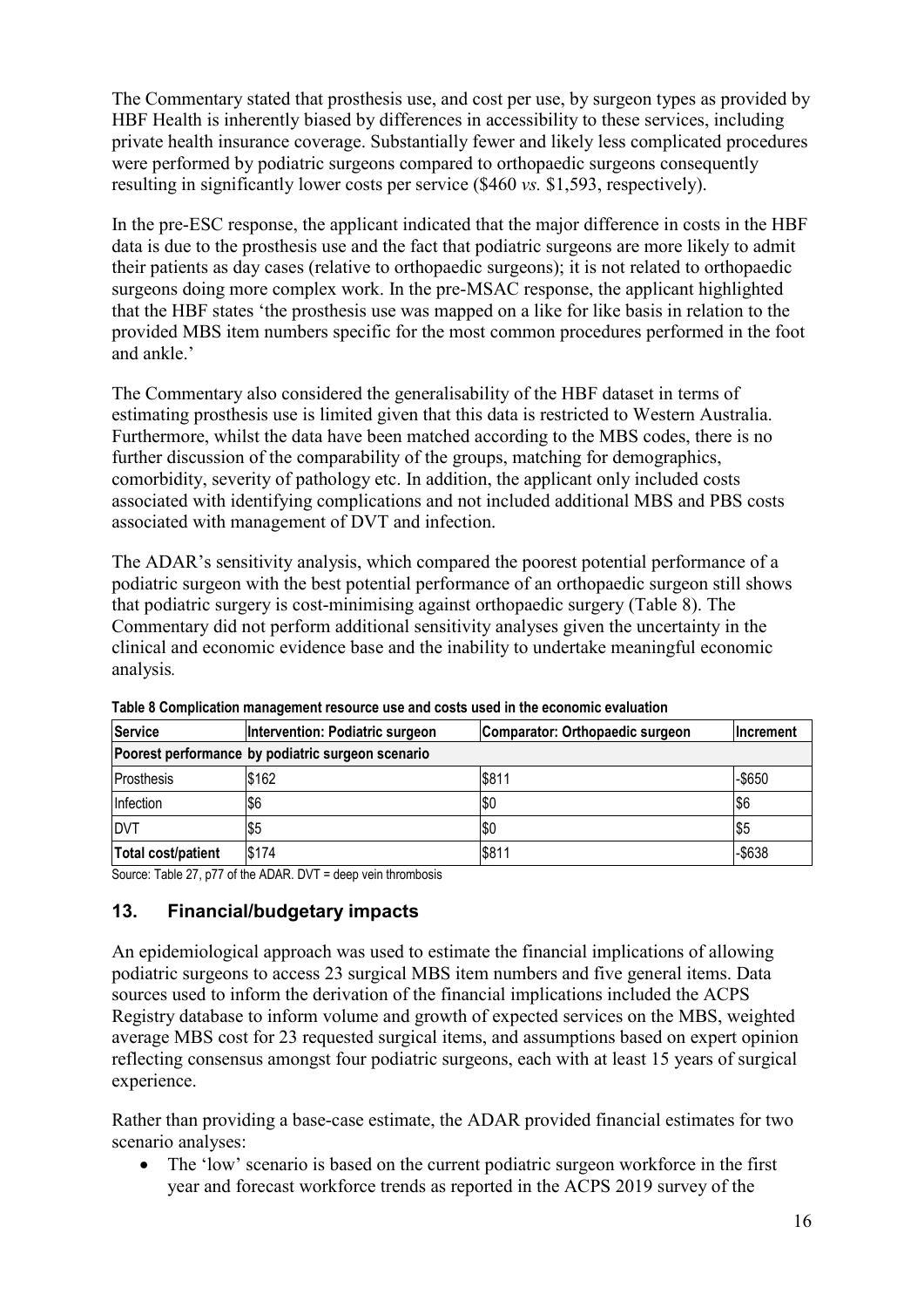The Commentary stated that prosthesis use, and cost per use, by surgeon types as provided by HBF Health is inherently biased by differences in accessibility to these services, including private health insurance coverage. Substantially fewer and likely less complicated procedures were performed by podiatric surgeons compared to orthopaedic surgeons consequently resulting in significantly lower costs per service ($460 *vs.* $1,593, respectively).

In the pre-ESC response, the applicant indicated that the major difference in costs in the HBF data is due to the prosthesis use and the fact that podiatric surgeons are more likely to admit their patients as day cases (relative to orthopaedic surgeons); it is not related to orthopaedic surgeons doing more complex work. In the pre-MSAC response, the applicant highlighted that the HBF states 'the prosthesis use was mapped on a like for like basis in relation to the provided MBS item numbers specific for the most common procedures performed in the foot and ankle.'

The Commentary also considered the generalisability of the HBF dataset in terms of estimating prosthesis use is limited given that this data is restricted to Western Australia. Furthermore, whilst the data have been matched according to the MBS codes, there is no further discussion of the comparability of the groups, matching for demographics, comorbidity, severity of pathology etc. In addition, the applicant only included costs associated with identifying complications and not included additional MBS and PBS costs associated with management of DVT and infection.

The ADAR's sensitivity analysis, which compared the poorest potential performance of a podiatric surgeon with the best potential performance of an orthopaedic surgeon still shows that podiatric surgery is cost-minimising against orthopaedic surgery (Table 8). The Commentary did not perform additional sensitivity analyses given the uncertainty in the clinical and economic evidence base and the inability to undertake meaningful economic analysis.

**Table 8 Complication management resource use and costs used in the economic evaluation**

| Service | Intervention: Podiatric surgeon | Comparator: Orthopaedic surgeon | Increment |
|---|---|---|---|
| Poorest performance by podiatric surgeon scenario | | | |
| Prosthesis | $162 | $811 | -$650 |
| Infection | $6 | $0 | $6 |
| DVT | $5 | $0 | $5 |
| **Total cost/patient** | $174 | $811 | -$638 |

Source: Table 27, p77 of the ADAR. DVT = deep vein thrombosis

## 13. Financial/budgetary impacts

An epidemiological approach was used to estimate the financial implications of allowing podiatric surgeons to access 23 surgical MBS item numbers and five general items. Data sources used to inform the derivation of the financial implications included the ACPS Registry database to inform volume and growth of expected services on the MBS, weighted average MBS cost for 23 requested surgical items, and assumptions based on expert opinion reflecting consensus amongst four podiatric surgeons, each with at least 15 years of surgical experience.

Rather than providing a base-case estimate, the ADAR provided financial estimates for two scenario analyses:

- The 'low' scenario is based on the current podiatric surgeon workforce in the first year and forecast workforce trends as reported in the ACPS 2019 survey of the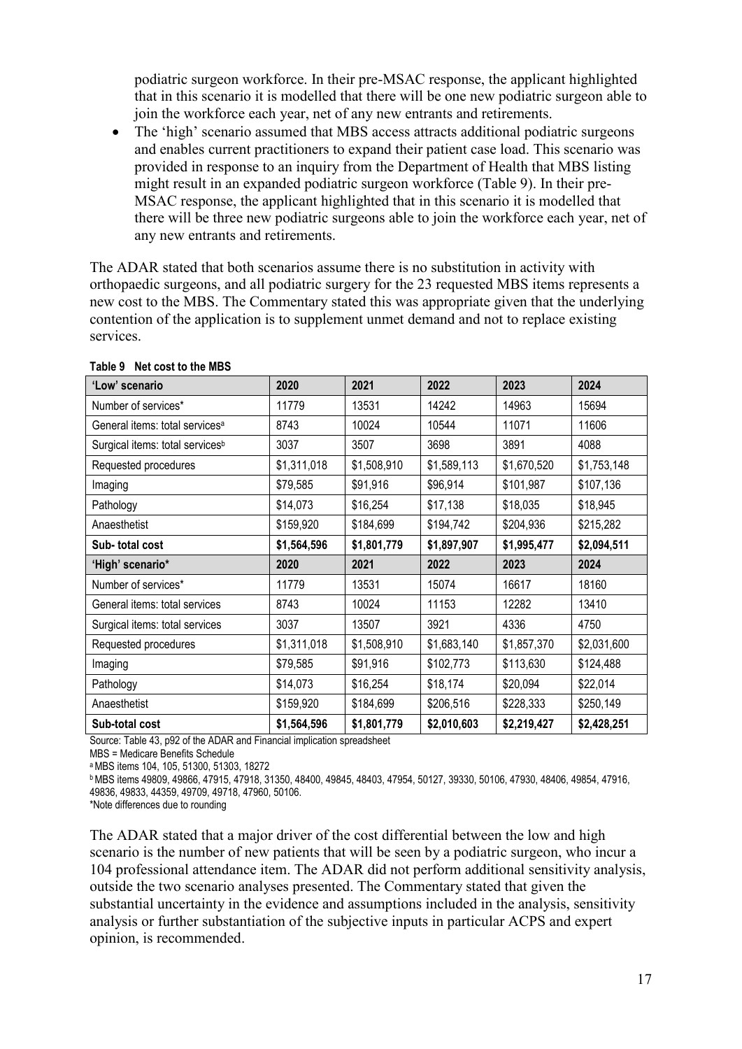podiatric surgeon workforce. In their pre-MSAC response, the applicant highlighted that in this scenario it is modelled that there will be one new podiatric surgeon able to join the workforce each year, net of any new entrants and retirements.

- The 'high' scenario assumed that MBS access attracts additional podiatric surgeons and enables current practitioners to expand their patient case load. This scenario was provided in response to an inquiry from the Department of Health that MBS listing might result in an expanded podiatric surgeon workforce (Table 9). In their pre-MSAC response, the applicant highlighted that in this scenario it is modelled that there will be three new podiatric surgeons able to join the workforce each year, net of any new entrants and retirements.

The ADAR stated that both scenarios assume there is no substitution in activity with orthopaedic surgeons, and all podiatric surgery for the 23 requested MBS items represents a new cost to the MBS. The Commentary stated this was appropriate given that the underlying contention of the application is to supplement unmet demand and not to replace existing services.

**Table 9 Net cost to the MBS**

| 'Low' scenario | 2020 | 2021 | 2022 | 2023 | 2024 |
|---|---|---|---|---|---|
| Number of services* | 11779 | 13531 | 14242 | 14963 | 15694 |
| General items: total services[a] | 8743 | 10024 | 10544 | 11071 | 11606 |
| Surgical items: total services[b] | 3037 | 3507 | 3698 | 3891 | 4088 |
| Requested procedures | $1,311,018 | $1,508,910 | $1,589,113 | $1,670,520 | $1,753,148 |
| Imaging | $79,585 | $91,916 | $96,914 | $101,987 | $107,136 |
| Pathology | $14,073 | $16,254 | $17,138 | $18,035 | $18,945 |
| Anaesthetist | $159,920 | $184,699 | $194,742 | $204,936 | $215,282 |
| **Sub- total cost** | **$1,564,596** | **$1,801,779** | **$1,897,907** | **$1,995,477** | **$2,094,511** |
| **'High' scenario*** | **2020** | **2021** | **2022** | **2023** | **2024** |
| Number of services* | 11779 | 13531 | 15074 | 16617 | 18160 |
| General items: total services | 8743 | 10024 | 11153 | 12282 | 13410 |
| Surgical items: total services | 3037 | 13507 | 3921 | 4336 | 4750 |
| Requested procedures | $1,311,018 | $1,508,910 | $1,683,140 | $1,857,370 | $2,031,600 |
| Imaging | $79,585 | $91,916 | $102,773 | $113,630 | $124,488 |
| Pathology | $14,073 | $16,254 | $18,174 | $20,094 | $22,014 |
| Anaesthetist | $159,920 | $184,699 | $206,516 | $228,333 | $250,149 |
| **Sub-total cost** | **$1,564,596** | **$1,801,779** | **$2,010,603** | **$2,219,427** | **$2,428,251** |

Source: Table 43, p92 of the ADAR and Financial implication spreadsheet
MBS = Medicare Benefits Schedule
[a] MBS items 104, 105, 51300, 51303, 18272
[b] MBS items 49809, 49866, 47915, 47918, 31350, 48400, 49845, 48403, 47954, 50127, 39330, 50106, 47930, 48406, 49854, 47916, 49836, 49833, 44359, 49709, 49718, 47960, 50106.
*Note differences due to rounding

The ADAR stated that a major driver of the cost differential between the low and high scenario is the number of new patients that will be seen by a podiatric surgeon, who incur a 104 professional attendance item. The ADAR did not perform additional sensitivity analysis, outside the two scenario analyses presented. The Commentary stated that given the substantial uncertainty in the evidence and assumptions included in the analysis, sensitivity analysis or further substantiation of the subjective inputs in particular ACPS and expert opinion, is recommended.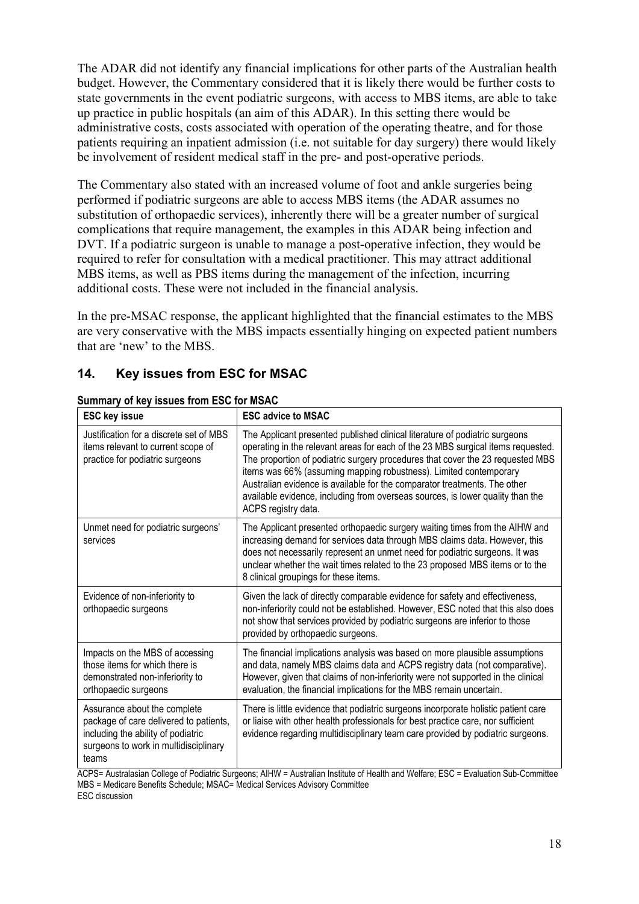The ADAR did not identify any financial implications for other parts of the Australian health budget. However, the Commentary considered that it is likely there would be further costs to state governments in the event podiatric surgeons, with access to MBS items, are able to take up practice in public hospitals (an aim of this ADAR). In this setting there would be administrative costs, costs associated with operation of the operating theatre, and for those patients requiring an inpatient admission (i.e. not suitable for day surgery) there would likely be involvement of resident medical staff in the pre- and post-operative periods.

The Commentary also stated with an increased volume of foot and ankle surgeries being performed if podiatric surgeons are able to access MBS items (the ADAR assumes no substitution of orthopaedic services), inherently there will be a greater number of surgical complications that require management, the examples in this ADAR being infection and DVT. If a podiatric surgeon is unable to manage a post-operative infection, they would be required to refer for consultation with a medical practitioner. This may attract additional MBS items, as well as PBS items during the management of the infection, incurring additional costs. These were not included in the financial analysis.

In the pre-MSAC response, the applicant highlighted that the financial estimates to the MBS are very conservative with the MBS impacts essentially hinging on expected patient numbers that are 'new' to the MBS.

## 14. Key issues from ESC for MSAC

**Summary of key issues from ESC for MSAC**

| ESC key issue | ESC advice to MSAC |
|---|---|
| Justification for a discrete set of MBS items relevant to current scope of practice for podiatric surgeons | The Applicant presented published clinical literature of podiatric surgeons operating in the relevant areas for each of the 23 MBS surgical items requested. The proportion of podiatric surgery procedures that cover the 23 requested MBS items was 66% (assuming mapping robustness). Limited contemporary Australian evidence is available for the comparator treatments. The other available evidence, including from overseas sources, is lower quality than the ACPS registry data. |
| Unmet need for podiatric surgeons' services | The Applicant presented orthopaedic surgery waiting times from the AIHW and increasing demand for services data through MBS claims data. However, this does not necessarily represent an unmet need for podiatric surgeons. It was unclear whether the wait times related to the 23 proposed MBS items or to the 8 clinical groupings for these items. |
| Evidence of non-inferiority to orthopaedic surgeons | Given the lack of directly comparable evidence for safety and effectiveness, non-inferiority could not be established. However, ESC noted that this also does not show that services provided by podiatric surgeons are inferior to those provided by orthopaedic surgeons. |
| Impacts on the MBS of accessing those items for which there is demonstrated non-inferiority to orthopaedic surgeons | The financial implications analysis was based on more plausible assumptions and data, namely MBS claims data and ACPS registry data (not comparative). However, given that claims of non-inferiority were not supported in the clinical evaluation, the financial implications for the MBS remain uncertain. |
| Assurance about the complete package of care delivered to patients, including the ability of podiatric surgeons to work in multidisciplinary teams | There is little evidence that podiatric surgeons incorporate holistic patient care or liaise with other health professionals for best practice care, nor sufficient evidence regarding multidisciplinary team care provided by podiatric surgeons. |

ACPS= Australasian College of Podiatric Surgeons; AIHW = Australian Institute of Health and Welfare; ESC = Evaluation Sub-Committee
MBS = Medicare Benefits Schedule; MSAC= Medical Services Advisory Committee

ESC discussion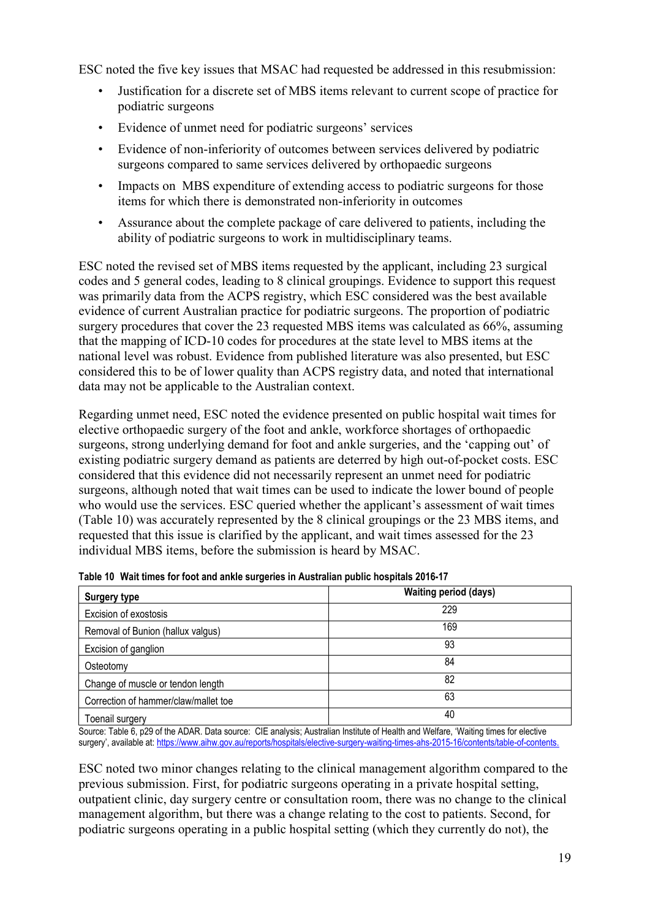ESC noted the five key issues that MSAC had requested be addressed in this resubmission:

- Justification for a discrete set of MBS items relevant to current scope of practice for podiatric surgeons
- Evidence of unmet need for podiatric surgeons' services
- Evidence of non-inferiority of outcomes between services delivered by podiatric surgeons compared to same services delivered by orthopaedic surgeons
- Impacts on MBS expenditure of extending access to podiatric surgeons for those items for which there is demonstrated non-inferiority in outcomes
- Assurance about the complete package of care delivered to patients, including the ability of podiatric surgeons to work in multidisciplinary teams.

ESC noted the revised set of MBS items requested by the applicant, including 23 surgical codes and 5 general codes, leading to 8 clinical groupings. Evidence to support this request was primarily data from the ACPS registry, which ESC considered was the best available evidence of current Australian practice for podiatric surgeons. The proportion of podiatric surgery procedures that cover the 23 requested MBS items was calculated as 66%, assuming that the mapping of ICD-10 codes for procedures at the state level to MBS items at the national level was robust. Evidence from published literature was also presented, but ESC considered this to be of lower quality than ACPS registry data, and noted that international data may not be applicable to the Australian context.

Regarding unmet need, ESC noted the evidence presented on public hospital wait times for elective orthopaedic surgery of the foot and ankle, workforce shortages of orthopaedic surgeons, strong underlying demand for foot and ankle surgeries, and the 'capping out' of existing podiatric surgery demand as patients are deterred by high out-of-pocket costs. ESC considered that this evidence did not necessarily represent an unmet need for podiatric surgeons, although noted that wait times can be used to indicate the lower bound of people who would use the services. ESC queried whether the applicant's assessment of wait times (Table 10) was accurately represented by the 8 clinical groupings or the 23 MBS items, and requested that this issue is clarified by the applicant, and wait times assessed for the 23 individual MBS items, before the submission is heard by MSAC.

**Table 10 Wait times for foot and ankle surgeries in Australian public hospitals 2016-17**

| Surgery type | Waiting period (days) |
|---|---|
| Excision of exostosis | 229 |
| Removal of Bunion (hallux valgus) | 169 |
| Excision of ganglion | 93 |
| Osteotomy | 84 |
| Change of muscle or tendon length | 82 |
| Correction of hammer/claw/mallet toe | 63 |
| Toenail surgery | 40 |

Source: Table 6, p29 of the ADAR. Data source: CIE analysis; Australian Institute of Health and Welfare, 'Waiting times for elective surgery', available at: https://www.aihw.gov.au/reports/hospitals/elective-surgery-waiting-times-ahs-2015-16/contents/table-of-contents.

ESC noted two minor changes relating to the clinical management algorithm compared to the previous submission. First, for podiatric surgeons operating in a private hospital setting, outpatient clinic, day surgery centre or consultation room, there was no change to the clinical management algorithm, but there was a change relating to the cost to patients. Second, for podiatric surgeons operating in a public hospital setting (which they currently do not), the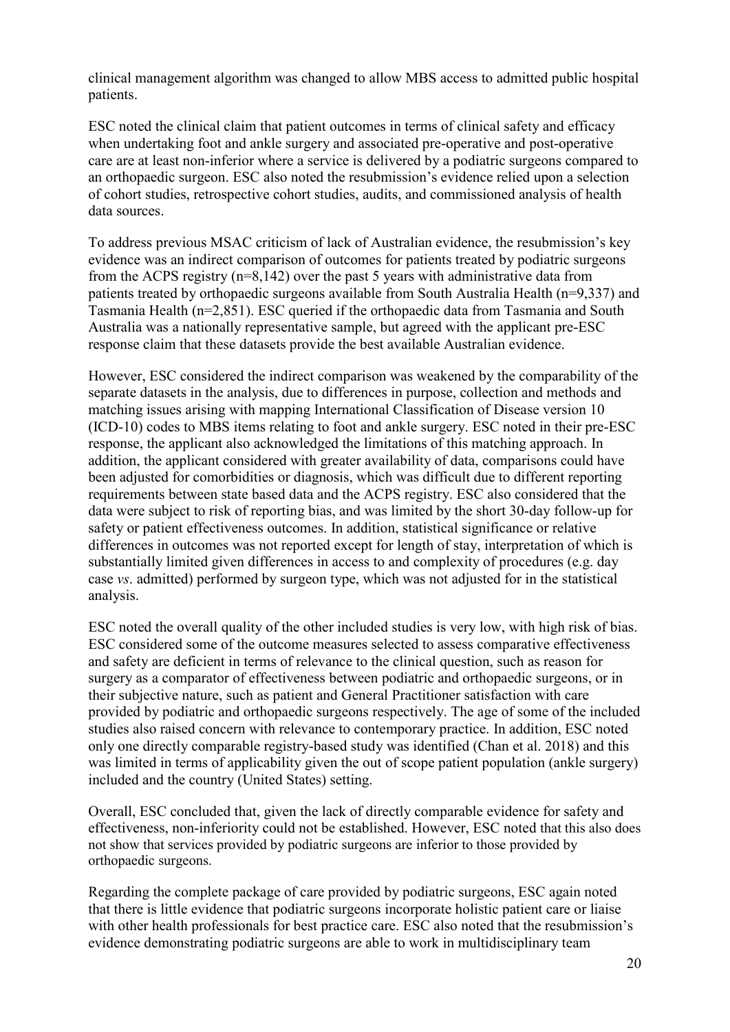clinical management algorithm was changed to allow MBS access to admitted public hospital patients.

ESC noted the clinical claim that patient outcomes in terms of clinical safety and efficacy when undertaking foot and ankle surgery and associated pre-operative and post-operative care are at least non-inferior where a service is delivered by a podiatric surgeons compared to an orthopaedic surgeon. ESC also noted the resubmission's evidence relied upon a selection of cohort studies, retrospective cohort studies, audits, and commissioned analysis of health data sources.

To address previous MSAC criticism of lack of Australian evidence, the resubmission's key evidence was an indirect comparison of outcomes for patients treated by podiatric surgeons from the ACPS registry (n=8,142) over the past 5 years with administrative data from patients treated by orthopaedic surgeons available from South Australia Health (n=9,337) and Tasmania Health (n=2,851). ESC queried if the orthopaedic data from Tasmania and South Australia was a nationally representative sample, but agreed with the applicant pre-ESC response claim that these datasets provide the best available Australian evidence.

However, ESC considered the indirect comparison was weakened by the comparability of the separate datasets in the analysis, due to differences in purpose, collection and methods and matching issues arising with mapping International Classification of Disease version 10 (ICD-10) codes to MBS items relating to foot and ankle surgery. ESC noted in their pre-ESC response, the applicant also acknowledged the limitations of this matching approach. In addition, the applicant considered with greater availability of data, comparisons could have been adjusted for comorbidities or diagnosis, which was difficult due to different reporting requirements between state based data and the ACPS registry. ESC also considered that the data were subject to risk of reporting bias, and was limited by the short 30-day follow-up for safety or patient effectiveness outcomes. In addition, statistical significance or relative differences in outcomes was not reported except for length of stay, interpretation of which is substantially limited given differences in access to and complexity of procedures (e.g. day case *vs*. admitted) performed by surgeon type, which was not adjusted for in the statistical analysis.

ESC noted the overall quality of the other included studies is very low, with high risk of bias. ESC considered some of the outcome measures selected to assess comparative effectiveness and safety are deficient in terms of relevance to the clinical question, such as reason for surgery as a comparator of effectiveness between podiatric and orthopaedic surgeons, or in their subjective nature, such as patient and General Practitioner satisfaction with care provided by podiatric and orthopaedic surgeons respectively. The age of some of the included studies also raised concern with relevance to contemporary practice. In addition, ESC noted only one directly comparable registry-based study was identified (Chan et al. 2018) and this was limited in terms of applicability given the out of scope patient population (ankle surgery) included and the country (United States) setting.

Overall, ESC concluded that, given the lack of directly comparable evidence for safety and effectiveness, non-inferiority could not be established. However, ESC noted that this also does not show that services provided by podiatric surgeons are inferior to those provided by orthopaedic surgeons.

Regarding the complete package of care provided by podiatric surgeons, ESC again noted that there is little evidence that podiatric surgeons incorporate holistic patient care or liaise with other health professionals for best practice care. ESC also noted that the resubmission's evidence demonstrating podiatric surgeons are able to work in multidisciplinary team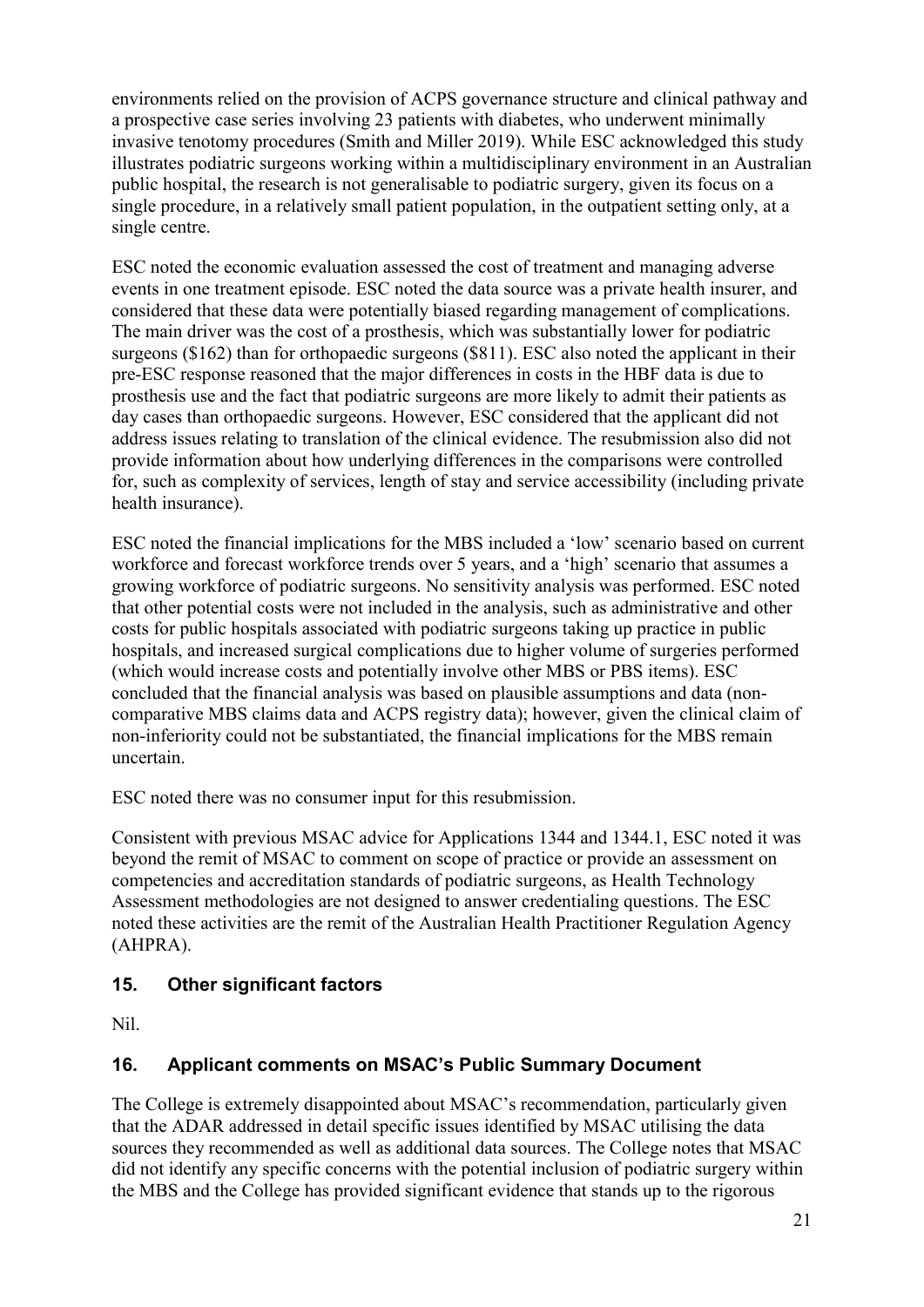environments relied on the provision of ACPS governance structure and clinical pathway and a prospective case series involving 23 patients with diabetes, who underwent minimally invasive tenotomy procedures (Smith and Miller 2019). While ESC acknowledged this study illustrates podiatric surgeons working within a multidisciplinary environment in an Australian public hospital, the research is not generalisable to podiatric surgery, given its focus on a single procedure, in a relatively small patient population, in the outpatient setting only, at a single centre.

ESC noted the economic evaluation assessed the cost of treatment and managing adverse events in one treatment episode. ESC noted the data source was a private health insurer, and considered that these data were potentially biased regarding management of complications. The main driver was the cost of a prosthesis, which was substantially lower for podiatric surgeons ($162) than for orthopaedic surgeons ($811). ESC also noted the applicant in their pre-ESC response reasoned that the major differences in costs in the HBF data is due to prosthesis use and the fact that podiatric surgeons are more likely to admit their patients as day cases than orthopaedic surgeons. However, ESC considered that the applicant did not address issues relating to translation of the clinical evidence. The resubmission also did not provide information about how underlying differences in the comparisons were controlled for, such as complexity of services, length of stay and service accessibility (including private health insurance).

ESC noted the financial implications for the MBS included a 'low' scenario based on current workforce and forecast workforce trends over 5 years, and a 'high' scenario that assumes a growing workforce of podiatric surgeons. No sensitivity analysis was performed. ESC noted that other potential costs were not included in the analysis, such as administrative and other costs for public hospitals associated with podiatric surgeons taking up practice in public hospitals, and increased surgical complications due to higher volume of surgeries performed (which would increase costs and potentially involve other MBS or PBS items). ESC concluded that the financial analysis was based on plausible assumptions and data (non-comparative MBS claims data and ACPS registry data); however, given the clinical claim of non-inferiority could not be substantiated, the financial implications for the MBS remain uncertain.

ESC noted there was no consumer input for this resubmission.

Consistent with previous MSAC advice for Applications 1344 and 1344.1, ESC noted it was beyond the remit of MSAC to comment on scope of practice or provide an assessment on competencies and accreditation standards of podiatric surgeons, as Health Technology Assessment methodologies are not designed to answer credentialing questions. The ESC noted these activities are the remit of the Australian Health Practitioner Regulation Agency (AHPRA).

## 15. Other significant factors

Nil.

## 16. Applicant comments on MSAC's Public Summary Document

The College is extremely disappointed about MSAC's recommendation, particularly given that the ADAR addressed in detail specific issues identified by MSAC utilising the data sources they recommended as well as additional data sources. The College notes that MSAC did not identify any specific concerns with the potential inclusion of podiatric surgery within the MBS and the College has provided significant evidence that stands up to the rigorous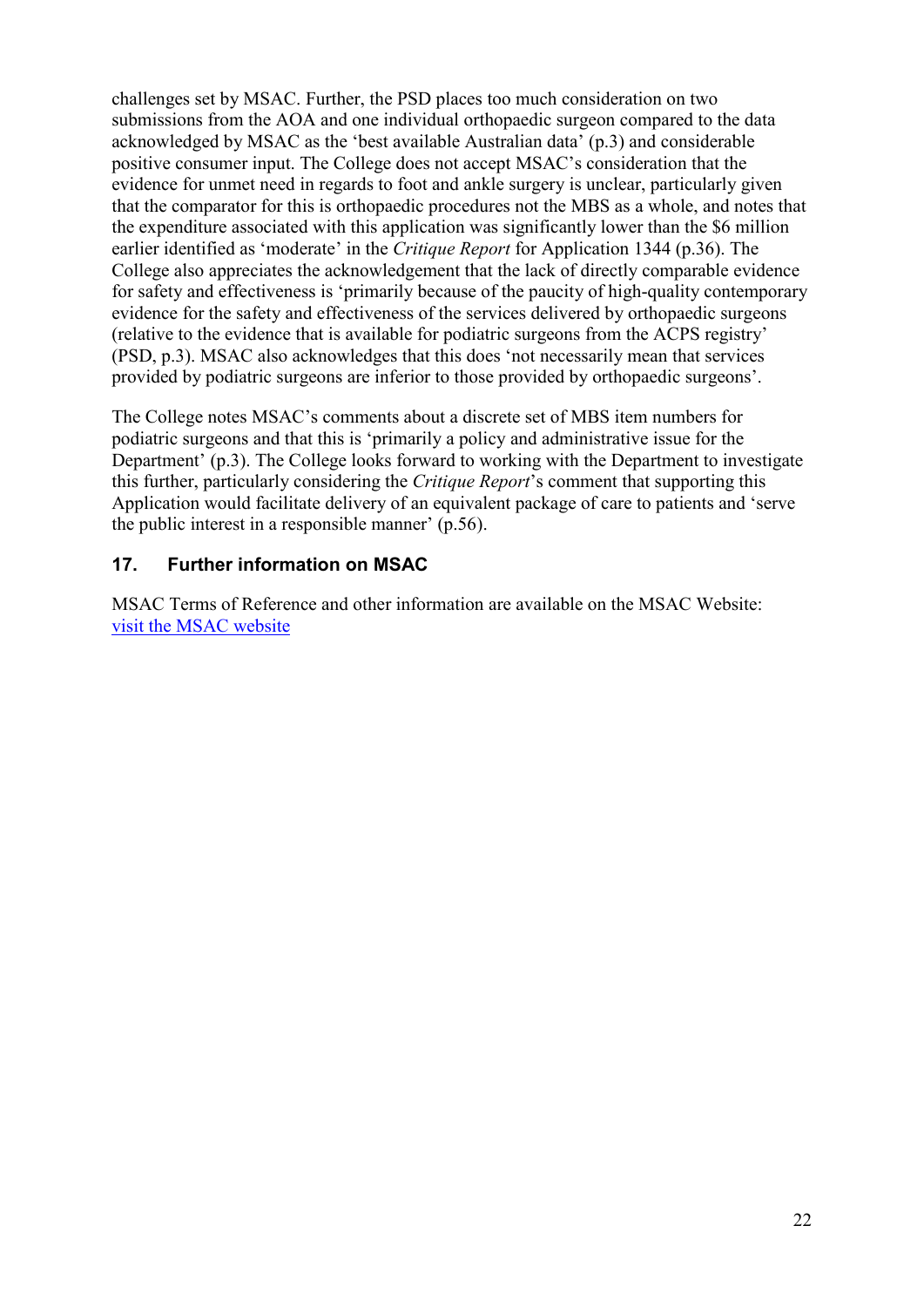challenges set by MSAC. Further, the PSD places too much consideration on two submissions from the AOA and one individual orthopaedic surgeon compared to the data acknowledged by MSAC as the 'best available Australian data' (p.3) and considerable positive consumer input. The College does not accept MSAC's consideration that the evidence for unmet need in regards to foot and ankle surgery is unclear, particularly given that the comparator for this is orthopaedic procedures not the MBS as a whole, and notes that the expenditure associated with this application was significantly lower than the $6 million earlier identified as 'moderate' in the *Critique Report* for Application 1344 (p.36). The College also appreciates the acknowledgement that the lack of directly comparable evidence for safety and effectiveness is 'primarily because of the paucity of high-quality contemporary evidence for the safety and effectiveness of the services delivered by orthopaedic surgeons (relative to the evidence that is available for podiatric surgeons from the ACPS registry' (PSD, p.3). MSAC also acknowledges that this does 'not necessarily mean that services provided by podiatric surgeons are inferior to those provided by orthopaedic surgeons'.

The College notes MSAC's comments about a discrete set of MBS item numbers for podiatric surgeons and that this is 'primarily a policy and administrative issue for the Department' (p.3). The College looks forward to working with the Department to investigate this further, particularly considering the *Critique Report*'s comment that supporting this Application would facilitate delivery of an equivalent package of care to patients and 'serve the public interest in a responsible manner' (p.56).

## 17. Further information on MSAC

MSAC Terms of Reference and other information are available on the MSAC Website: visit the MSAC website